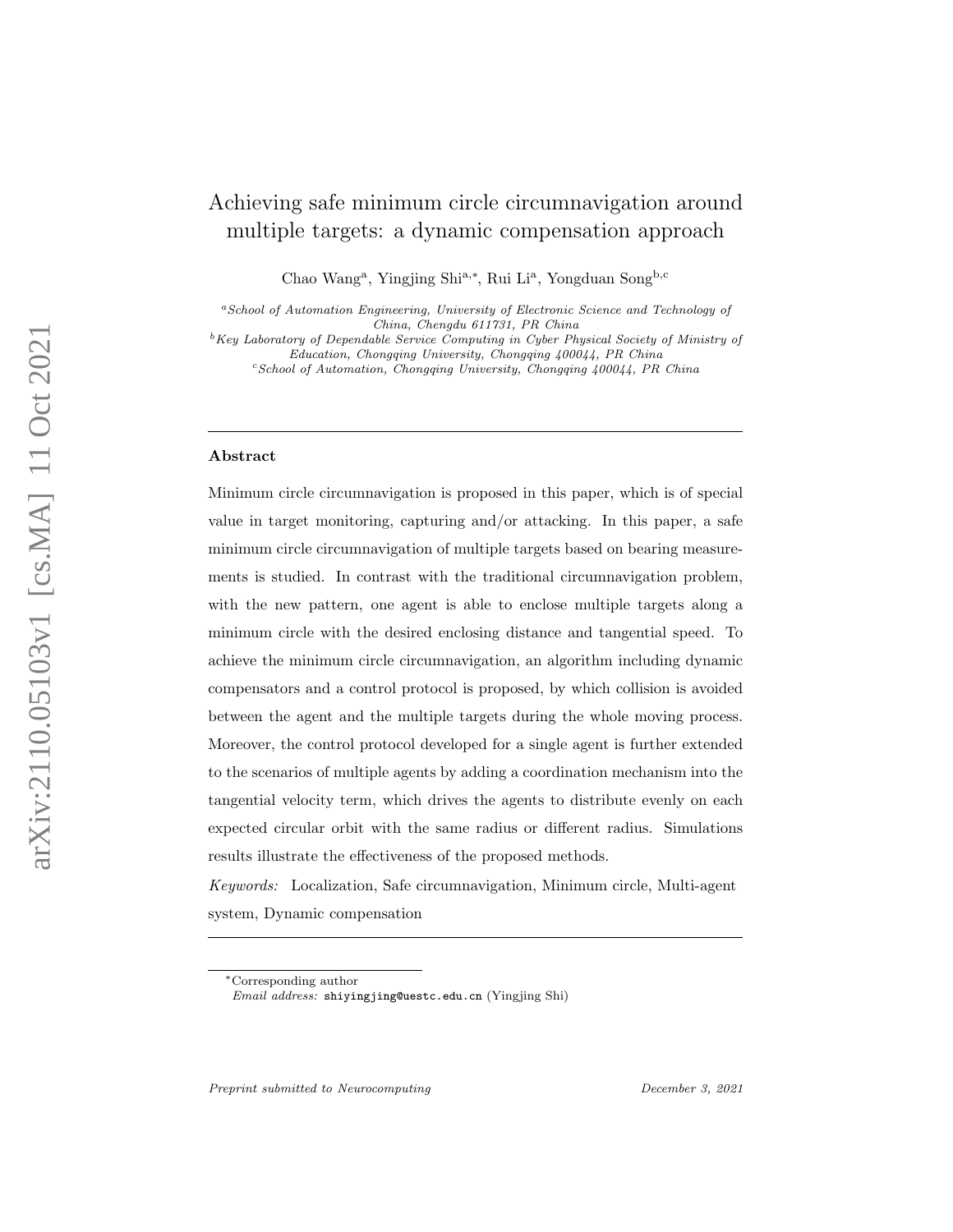# Achieving safe minimum circle circumnavigation around multiple targets: a dynamic compensation approach

Chao Wang[a], Yingjing Shi[a,*], Rui Li[a], Yongduan Song[b,c]

[a] *School of Automation Engineering, University of Electronic Science and Technology of China, Chengdu 611731, PR China*

[b] *Key Laboratory of Dependable Service Computing in Cyber Physical Society of Ministry of Education, Chongqing University, Chongqing 400044, PR China*

[c] *School of Automation, Chongqing University, Chongqing 400044, PR China*

---

## Abstract

Minimum circle circumnavigation is proposed in this paper, which is of special value in target monitoring, capturing and/or attacking. In this paper, a safe minimum circle circumnavigation of multiple targets based on bearing measurements is studied. In contrast with the traditional circumnavigation problem, with the new pattern, one agent is able to enclose multiple targets along a minimum circle with the desired enclosing distance and tangential speed. To achieve the minimum circle circumnavigation, an algorithm including dynamic compensators and a control protocol is proposed, by which collision is avoided between the agent and the multiple targets during the whole moving process. Moreover, the control protocol developed for a single agent is further extended to the scenarios of multiple agents by adding a coordination mechanism into the tangential velocity term, which drives the agents to distribute evenly on each expected circular orbit with the same radius or different radius. Simulations results illustrate the effectiveness of the proposed methods.

*Keywords:* Localization, Safe circumnavigation, Minimum circle, Multi-agent system, Dynamic compensation

---

*Corresponding author

*Email address:* shiyingjing@uestc.edu.cn (Yingjing Shi)

*Preprint submitted to Neurocomputing* *December 3, 2021*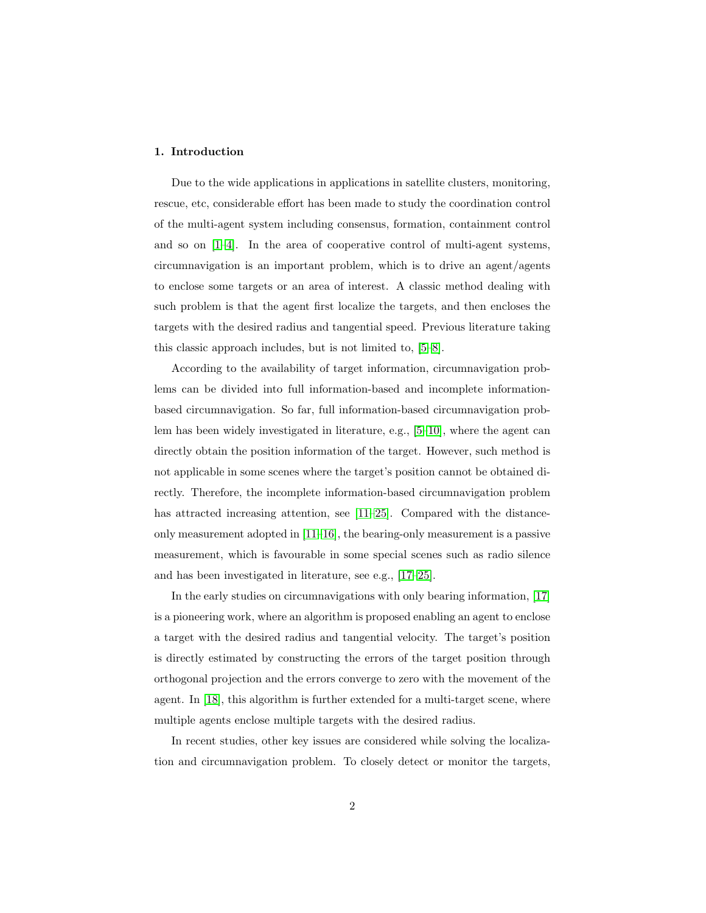## 1. Introduction

Due to the wide applications in applications in satellite clusters, monitoring, rescue, etc, considerable effort has been made to study the coordination control of the multi-agent system including consensus, formation, containment control and so on [1–4]. In the area of cooperative control of multi-agent systems, circumnavigation is an important problem, which is to drive an agent/agents to enclose some targets or an area of interest. A classic method dealing with such problem is that the agent first localize the targets, and then encloses the targets with the desired radius and tangential speed. Previous literature taking this classic approach includes, but is not limited to, [5–8].

According to the availability of target information, circumnavigation problems can be divided into full information-based and incomplete information-based circumnavigation. So far, full information-based circumnavigation problem has been widely investigated in literature, e.g., [5–10], where the agent can directly obtain the position information of the target. However, such method is not applicable in some scenes where the target's position cannot be obtained directly. Therefore, the incomplete information-based circumnavigation problem has attracted increasing attention, see [11–25]. Compared with the distance-only measurement adopted in [11–16], the bearing-only measurement is a passive measurement, which is favourable in some special scenes such as radio silence and has been investigated in literature, see e.g., [17–25].

In the early studies on circumnavigations with only bearing information, [17] is a pioneering work, where an algorithm is proposed enabling an agent to enclose a target with the desired radius and tangential velocity. The target's position is directly estimated by constructing the errors of the target position through orthogonal projection and the errors converge to zero with the movement of the agent. In [18], this algorithm is further extended for a multi-target scene, where multiple agents enclose multiple targets with the desired radius.

In recent studies, other key issues are considered while solving the localization and circumnavigation problem. To closely detect or monitor the targets,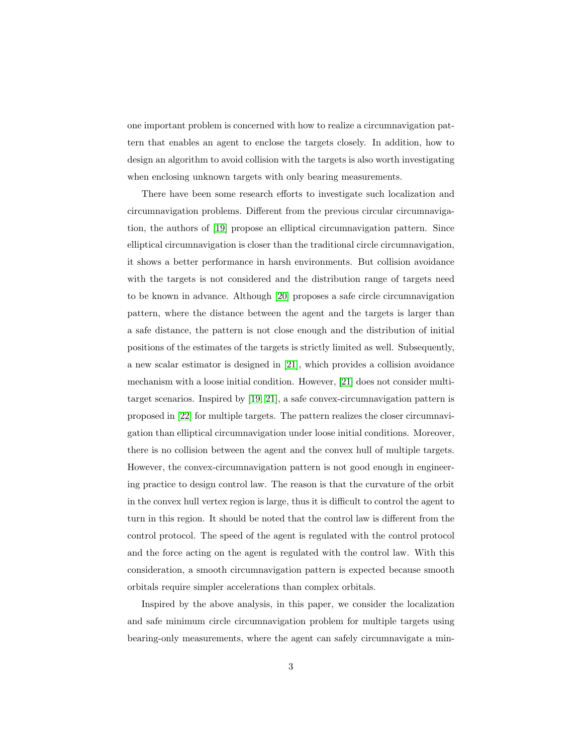one important problem is concerned with how to realize a circumnavigation pattern that enables an agent to enclose the targets closely. In addition, how to design an algorithm to avoid collision with the targets is also worth investigating when enclosing unknown targets with only bearing measurements.

There have been some research efforts to investigate such localization and circumnavigation problems. Different from the previous circular circumnavigation, the authors of [19] propose an elliptical circumnavigation pattern. Since elliptical circumnavigation is closer than the traditional circle circumnavigation, it shows a better performance in harsh environments. But collision avoidance with the targets is not considered and the distribution range of targets need to be known in advance. Although [20] proposes a safe circle circumnavigation pattern, where the distance between the agent and the targets is larger than a safe distance, the pattern is not close enough and the distribution of initial positions of the estimates of the targets is strictly limited as well. Subsequently, a new scalar estimator is designed in [21], which provides a collision avoidance mechanism with a loose initial condition. However, [21] does not consider multi-target scenarios. Inspired by [19, 21], a safe convex-circumnavigation pattern is proposed in [22] for multiple targets. The pattern realizes the closer circumnavigation than elliptical circumnavigation under loose initial conditions. Moreover, there is no collision between the agent and the convex hull of multiple targets. However, the convex-circumnavigation pattern is not good enough in engineering practice to design control law. The reason is that the curvature of the orbit in the convex hull vertex region is large, thus it is difficult to control the agent to turn in this region. It should be noted that the control law is different from the control protocol. The speed of the agent is regulated with the control protocol and the force acting on the agent is regulated with the control law. With this consideration, a smooth circumnavigation pattern is expected because smooth orbitals require simpler accelerations than complex orbitals.

Inspired by the above analysis, in this paper, we consider the localization and safe minimum circle circumnavigation problem for multiple targets using bearing-only measurements, where the agent can safely circumnavigate a min-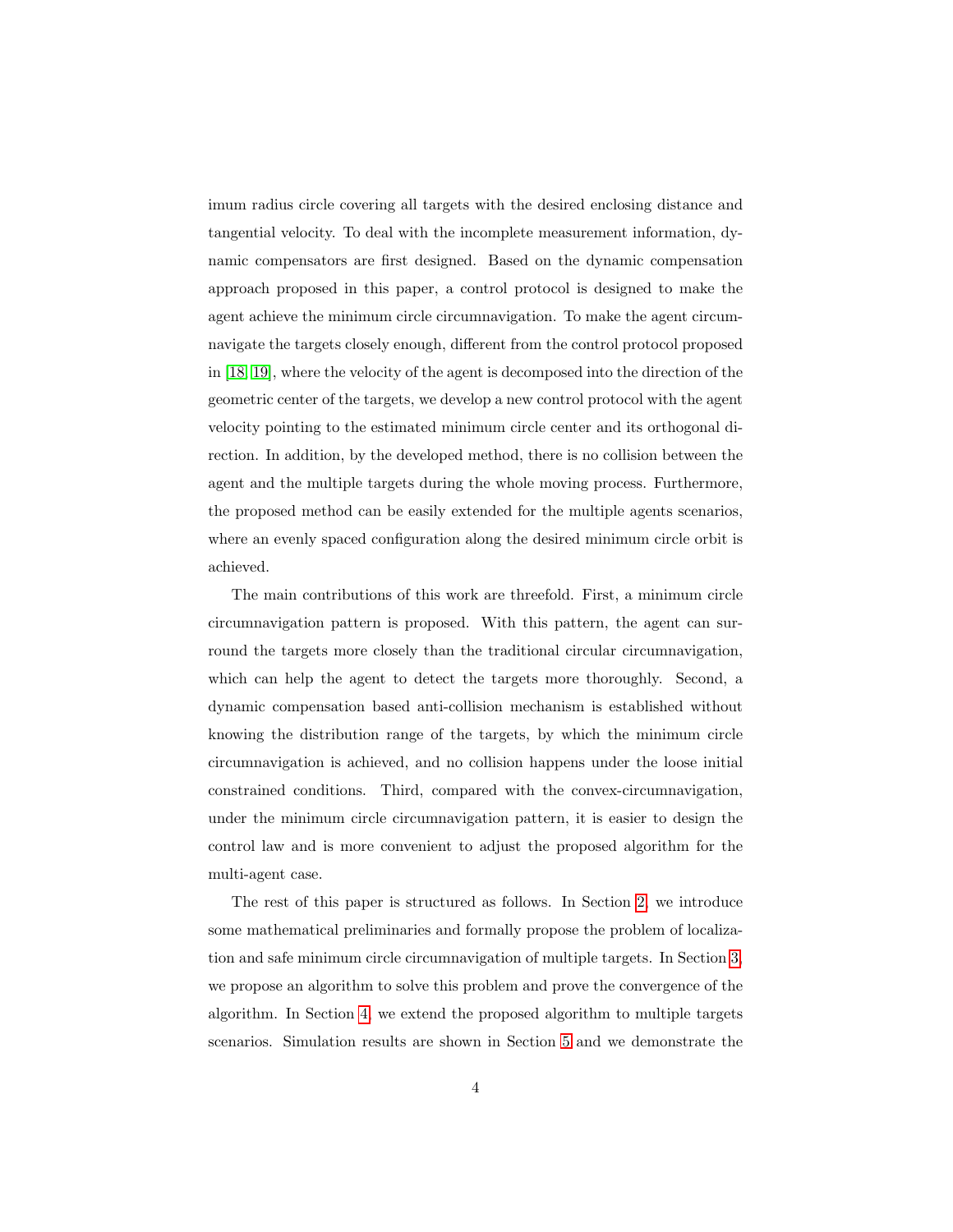imum radius circle covering all targets with the desired enclosing distance and tangential velocity. To deal with the incomplete measurement information, dynamic compensators are first designed. Based on the dynamic compensation approach proposed in this paper, a control protocol is designed to make the agent achieve the minimum circle circumnavigation. To make the agent circumnavigate the targets closely enough, different from the control protocol proposed in [18, 19], where the velocity of the agent is decomposed into the direction of the geometric center of the targets, we develop a new control protocol with the agent velocity pointing to the estimated minimum circle center and its orthogonal direction. In addition, by the developed method, there is no collision between the agent and the multiple targets during the whole moving process. Furthermore, the proposed method can be easily extended for the multiple agents scenarios, where an evenly spaced configuration along the desired minimum circle orbit is achieved.

The main contributions of this work are threefold. First, a minimum circle circumnavigation pattern is proposed. With this pattern, the agent can surround the targets more closely than the traditional circular circumnavigation, which can help the agent to detect the targets more thoroughly. Second, a dynamic compensation based anti-collision mechanism is established without knowing the distribution range of the targets, by which the minimum circle circumnavigation is achieved, and no collision happens under the loose initial constrained conditions. Third, compared with the convex-circumnavigation, under the minimum circle circumnavigation pattern, it is easier to design the control law and is more convenient to adjust the proposed algorithm for the multi-agent case.

The rest of this paper is structured as follows. In Section 2, we introduce some mathematical preliminaries and formally propose the problem of localization and safe minimum circle circumnavigation of multiple targets. In Section 3, we propose an algorithm to solve this problem and prove the convergence of the algorithm. In Section 4, we extend the proposed algorithm to multiple targets scenarios. Simulation results are shown in Section 5 and we demonstrate the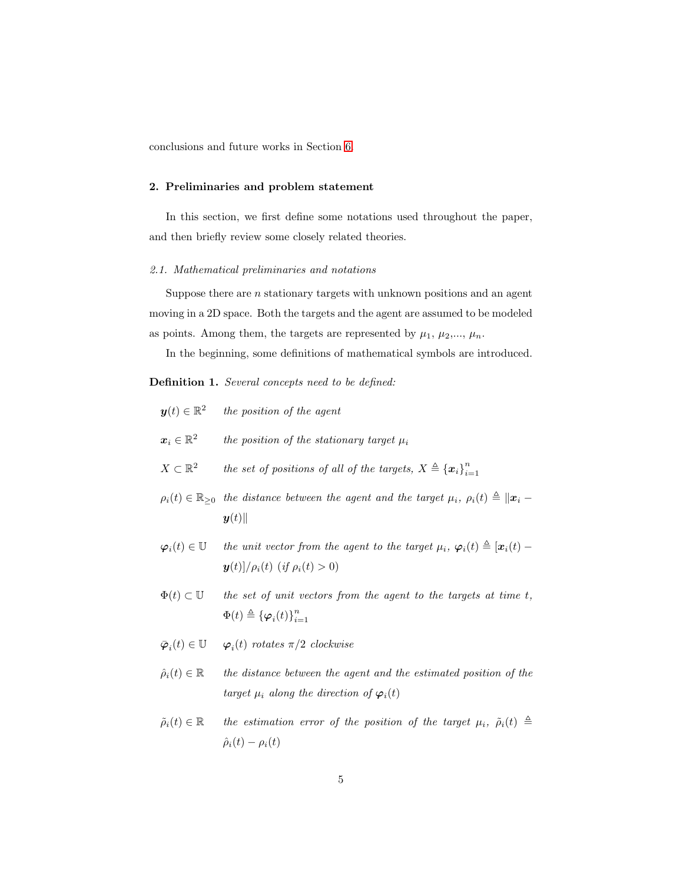conclusions and future works in Section 6.

## 2. Preliminaries and problem statement

In this section, we first define some notations used throughout the paper, and then briefly review some closely related theories.

### 2.1. Mathematical preliminaries and notations

Suppose there are $n$ stationary targets with unknown positions and an agent moving in a 2D space. Both the targets and the agent are assumed to be modeled as points. Among them, the targets are represented by $\mu_1$, $\mu_2$,..., $\mu_n$.

In the beginning, some definitions of mathematical symbols are introduced.

**Definition 1.** *Several concepts need to be defined:*

- $\boldsymbol{y}(t) \in \mathbb{R}^2$ — *the position of the agent*
- $\boldsymbol{x}_i \in \mathbb{R}^2$ — *the position of the stationary target* $\mu_i$
- $X \subset \mathbb{R}^2$ — *the set of positions of all of the targets,* $X \triangleq \{\boldsymbol{x}_i\}_{i=1}^n$
- $\rho_i(t) \in \mathbb{R}_{\geq 0}$ — *the distance between the agent and the target* $\mu_i$, $\rho_i(t) \triangleq \|\boldsymbol{x}_i - \boldsymbol{y}(t)\|$
- $\boldsymbol{\varphi}_i(t) \in \mathbb{U}$ — *the unit vector from the agent to the target* $\mu_i$, $\boldsymbol{\varphi}_i(t) \triangleq [\boldsymbol{x}_i(t) - \boldsymbol{y}(t)]/\rho_i(t)$ *(if* $\rho_i(t) > 0$*)*
- $\Phi(t) \subset \mathbb{U}$ — *the set of unit vectors from the agent to the targets at time* $t$, $\Phi(t) \triangleq \{\boldsymbol{\varphi}_i(t)\}_{i=1}^n$
- $\bar{\boldsymbol{\varphi}}_i(t) \in \mathbb{U}$ — $\boldsymbol{\varphi}_i(t)$ *rotates* $\pi/2$ *clockwise*
- $\hat{\rho}_i(t) \in \mathbb{R}$ — *the distance between the agent and the estimated position of the target* $\mu_i$ *along the direction of* $\boldsymbol{\varphi}_i(t)$
- $\tilde{\rho}_i(t) \in \mathbb{R}$ — *the estimation error of the position of the target* $\mu_i$, $\tilde{\rho}_i(t) \triangleq \hat{\rho}_i(t) - \rho_i(t)$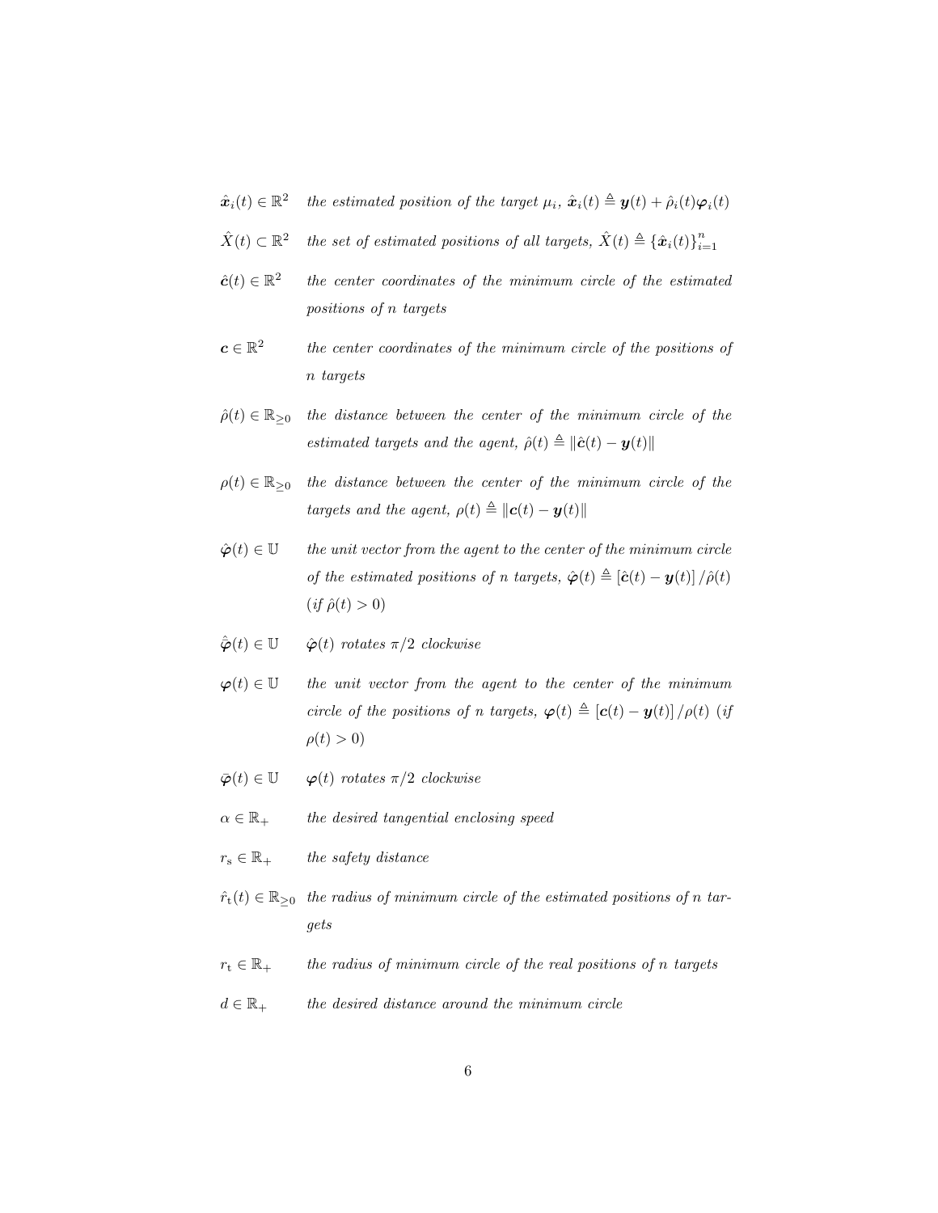$\hat{\boldsymbol{x}}_i(t) \in \mathbb{R}^2$ &nbsp;&nbsp; *the estimated position of the target* $\mu_i$, $\hat{\boldsymbol{x}}_i(t) \triangleq \boldsymbol{y}(t) + \hat{\rho}_i(t)\boldsymbol{\varphi}_i(t)$

$\hat{X}(t) \subset \mathbb{R}^2$ &nbsp;&nbsp; *the set of estimated positions of all targets,* $\hat{X}(t) \triangleq \{\hat{\boldsymbol{x}}_i(t)\}_{i=1}^n$

$\hat{\boldsymbol{c}}(t) \in \mathbb{R}^2$ &nbsp;&nbsp; *the center coordinates of the minimum circle of the estimated positions of* $n$ *targets*

$\boldsymbol{c} \in \mathbb{R}^2$ &nbsp;&nbsp; *the center coordinates of the minimum circle of the positions of* $n$ *targets*

$\hat{\rho}(t) \in \mathbb{R}_{\geq 0}$ &nbsp;&nbsp; *the distance between the center of the minimum circle of the estimated targets and the agent,* $\hat{\rho}(t) \triangleq \|\hat{\boldsymbol{c}}(t) - \boldsymbol{y}(t)\|$

$\rho(t) \in \mathbb{R}_{\geq 0}$ &nbsp;&nbsp; *the distance between the center of the minimum circle of the targets and the agent,* $\rho(t) \triangleq \|\boldsymbol{c}(t) - \boldsymbol{y}(t)\|$

$\hat{\boldsymbol{\varphi}}(t) \in \mathbb{U}$ &nbsp;&nbsp; *the unit vector from the agent to the center of the minimum circle of the estimated positions of* $n$ *targets,* $\hat{\boldsymbol{\varphi}}(t) \triangleq [\hat{\boldsymbol{c}}(t) - \boldsymbol{y}(t)] / \hat{\rho}(t)$ *(if* $\hat{\rho}(t) > 0$*)*

$\hat{\bar{\boldsymbol{\varphi}}}(t) \in \mathbb{U}$ &nbsp;&nbsp; $\hat{\boldsymbol{\varphi}}(t)$ *rotates* $\pi/2$ *clockwise*

$\boldsymbol{\varphi}(t) \in \mathbb{U}$ &nbsp;&nbsp; *the unit vector from the agent to the center of the minimum circle of the positions of* $n$ *targets,* $\boldsymbol{\varphi}(t) \triangleq [\boldsymbol{c}(t) - \boldsymbol{y}(t)] / \rho(t)$ *(if* $\rho(t) > 0$*)*

$\bar{\boldsymbol{\varphi}}(t) \in \mathbb{U}$ &nbsp;&nbsp; $\boldsymbol{\varphi}(t)$ *rotates* $\pi/2$ *clockwise*

$\alpha \in \mathbb{R}_{+}$ &nbsp;&nbsp; *the desired tangential enclosing speed*

$r_{\mathrm{s}} \in \mathbb{R}_{+}$ &nbsp;&nbsp; *the safety distance*

$\hat{r}_{\mathrm{t}}(t) \in \mathbb{R}_{\geq 0}$ &nbsp;&nbsp; *the radius of minimum circle of the estimated positions of* $n$ *targets*

$r_{\mathrm{t}} \in \mathbb{R}_{+}$ &nbsp;&nbsp; *the radius of minimum circle of the real positions of* $n$ *targets*

$d \in \mathbb{R}_{+}$ &nbsp;&nbsp; *the desired distance around the minimum circle*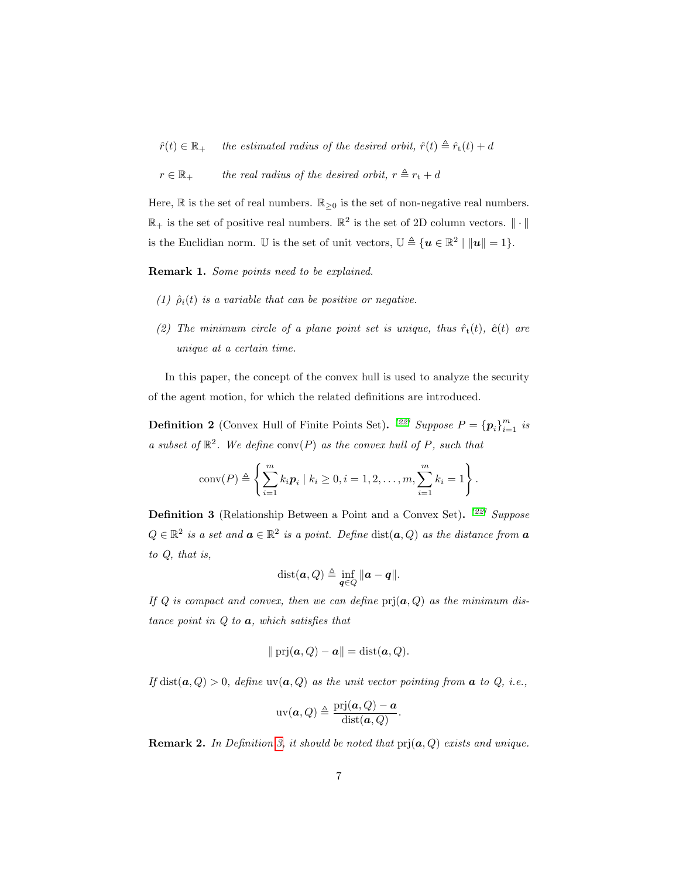| | |
|---|---|
| $\hat{r}(t) \in \mathbb{R}_+$ | *the estimated radius of the desired orbit,* $\hat{r}(t) \triangleq \hat{r}_{\mathrm{t}}(t) + d$ |
| $r \in \mathbb{R}_+$ | *the real radius of the desired orbit,* $r \triangleq r_{\mathrm{t}} + d$ |

Here, $\mathbb{R}$ is the set of real numbers. $\mathbb{R}_{\geq 0}$ is the set of non-negative real numbers. $\mathbb{R}_+$ is the set of positive real numbers. $\mathbb{R}^2$ is the set of 2D column vectors. $\|\cdot\|$ is the Euclidian norm. $\mathbb{U}$ is the set of unit vectors, $\mathbb{U} \triangleq \{\boldsymbol{u} \in \mathbb{R}^2 \mid \|\boldsymbol{u}\| = 1\}$.

**Remark 1.** *Some points need to be explained.*

*(1)* $\hat{\rho}_i(t)$ *is a variable that can be positive or negative.*

*(2) The minimum circle of a plane point set is unique, thus* $\hat{r}_{\mathrm{t}}(t)$, $\hat{\boldsymbol{c}}(t)$ *are unique at a certain time.*

In this paper, the concept of the convex hull is used to analyze the security of the agent motion, for which the related definitions are introduced.

**Definition 2** (Convex Hull of Finite Points Set)**.** [22] *Suppose* $P = \{\boldsymbol{p}_i\}_{i=1}^m$ *is a subset of* $\mathbb{R}^2$*. We define* $\mathrm{conv}(P)$ *as the convex hull of* $P$*, such that*

$$\mathrm{conv}(P) \triangleq \left\{ \sum_{i=1}^{m} k_i \boldsymbol{p}_i \mid k_i \geq 0, i = 1, 2, \ldots, m, \sum_{i=1}^{m} k_i = 1 \right\}.$$

**Definition 3** (Relationship Between a Point and a Convex Set)**.** [22] *Suppose* $Q \in \mathbb{R}^2$ *is a set and* $\boldsymbol{a} \in \mathbb{R}^2$ *is a point. Define* $\mathrm{dist}(\boldsymbol{a}, Q)$ *as the distance from* $\boldsymbol{a}$ *to* $Q$*, that is,*

$$\mathrm{dist}(\boldsymbol{a}, Q) \triangleq \inf_{\boldsymbol{q} \in Q} \|\boldsymbol{a} - \boldsymbol{q}\|.$$

*If* $Q$ *is compact and convex, then we can define* $\mathrm{prj}(\boldsymbol{a}, Q)$ *as the minimum distance point in* $Q$ *to* $\boldsymbol{a}$*, which satisfies that*

$$\|\mathrm{prj}(\boldsymbol{a}, Q) - \boldsymbol{a}\| = \mathrm{dist}(\boldsymbol{a}, Q).$$

*If* $\mathrm{dist}(\boldsymbol{a}, Q) > 0$*, define* $\mathrm{uv}(\boldsymbol{a}, Q)$ *as the unit vector pointing from* $\boldsymbol{a}$ *to* $Q$*, i.e.,*

$$\mathrm{uv}(\boldsymbol{a}, Q) \triangleq \frac{\mathrm{prj}(\boldsymbol{a}, Q) - \boldsymbol{a}}{\mathrm{dist}(\boldsymbol{a}, Q)}.$$

**Remark 2.** *In Definition 3, it should be noted that* $\mathrm{prj}(\boldsymbol{a}, Q)$ *exists and unique.*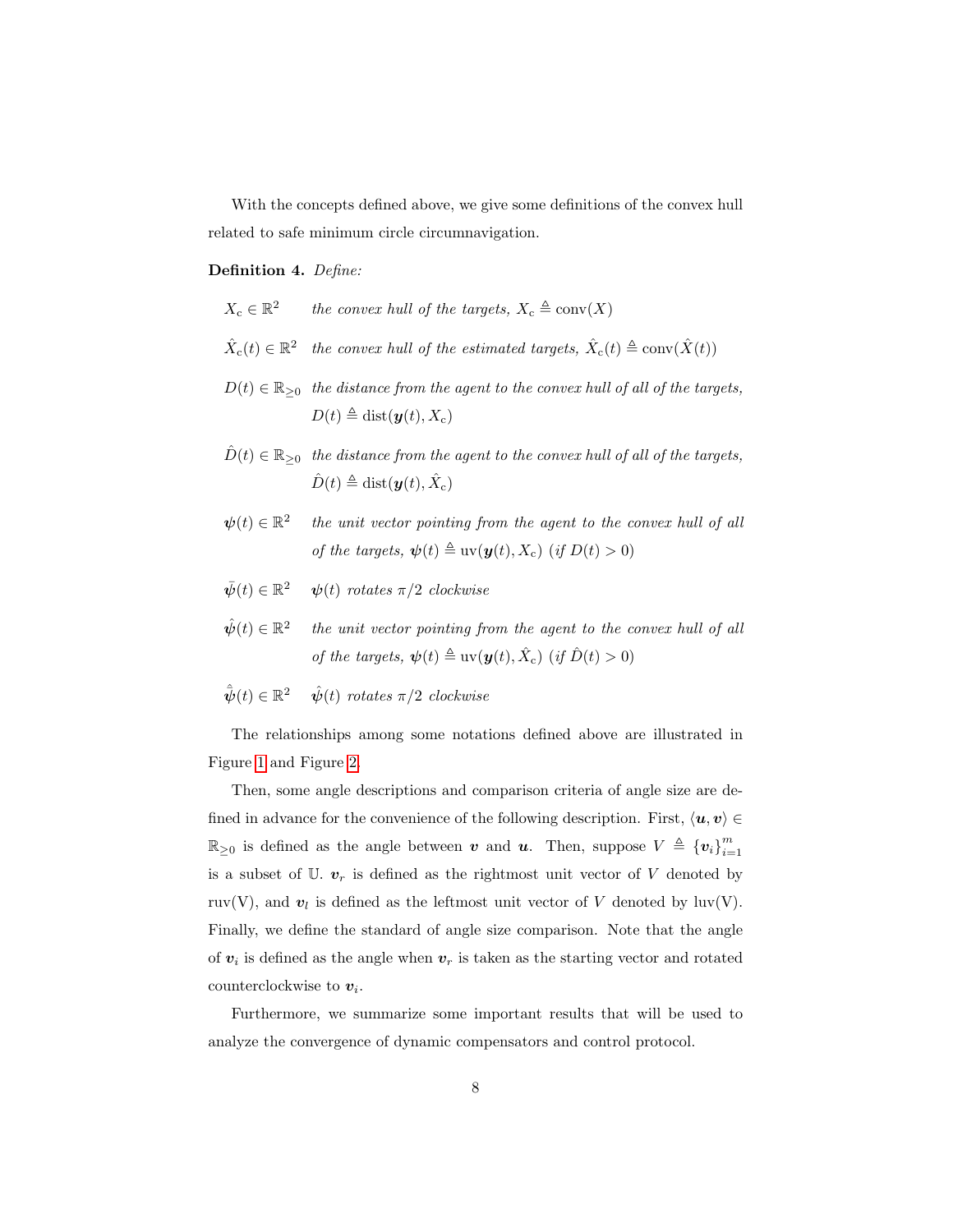With the concepts defined above, we give some definitions of the convex hull related to safe minimum circle circumnavigation.

**Definition 4.** *Define:*

- $X_{\mathrm{c}} \in \mathbb{R}^2$ — *the convex hull of the targets,* $X_{\mathrm{c}} \triangleq \mathrm{conv}(X)$
- $\hat{X}_{\mathrm{c}}(t) \in \mathbb{R}^2$ — *the convex hull of the estimated targets,* $\hat{X}_{\mathrm{c}}(t) \triangleq \mathrm{conv}(\hat{X}(t))$
- $D(t) \in \mathbb{R}_{\geq 0}$ — *the distance from the agent to the convex hull of all of the targets,* $D(t) \triangleq \mathrm{dist}(\boldsymbol{y}(t), X_{\mathrm{c}})$
- $\hat{D}(t) \in \mathbb{R}_{\geq 0}$ — *the distance from the agent to the convex hull of all of the targets,* $\hat{D}(t) \triangleq \mathrm{dist}(\boldsymbol{y}(t), \hat{X}_{\mathrm{c}})$
- $\boldsymbol{\psi}(t) \in \mathbb{R}^2$ — *the unit vector pointing from the agent to the convex hull of all of the targets,* $\boldsymbol{\psi}(t) \triangleq \mathrm{uv}(\boldsymbol{y}(t), X_{\mathrm{c}})$ *(if* $D(t) > 0$*)*
- $\bar{\boldsymbol{\psi}}(t) \in \mathbb{R}^2$ — $\boldsymbol{\psi}(t)$ *rotates* $\pi/2$ *clockwise*
- $\hat{\boldsymbol{\psi}}(t) \in \mathbb{R}^2$ — *the unit vector pointing from the agent to the convex hull of all of the targets,* $\boldsymbol{\psi}(t) \triangleq \mathrm{uv}(\boldsymbol{y}(t), \hat{X}_{\mathrm{c}})$ *(if* $\hat{D}(t) > 0$*)*
- $\bar{\hat{\boldsymbol{\psi}}}(t) \in \mathbb{R}^2$ — $\hat{\boldsymbol{\psi}}(t)$ *rotates* $\pi/2$ *clockwise*

The relationships among some notations defined above are illustrated in Figure 1 and Figure 2.

Then, some angle descriptions and comparison criteria of angle size are defined in advance for the convenience of the following description. First, $\langle \boldsymbol{u}, \boldsymbol{v} \rangle \in \mathbb{R}_{\geq 0}$ is defined as the angle between $\boldsymbol{v}$ and $\boldsymbol{u}$. Then, suppose $V \triangleq \{\boldsymbol{v}_i\}_{i=1}^m$ is a subset of $\mathbb{U}$. $\boldsymbol{v}_r$ is defined as the rightmost unit vector of $V$ denoted by ruv(V), and $\boldsymbol{v}_l$ is defined as the leftmost unit vector of $V$ denoted by luv(V). Finally, we define the standard of angle size comparison. Note that the angle of $\boldsymbol{v}_i$ is defined as the angle when $\boldsymbol{v}_r$ is taken as the starting vector and rotated counterclockwise to $\boldsymbol{v}_i$.

Furthermore, we summarize some important results that will be used to analyze the convergence of dynamic compensators and control protocol.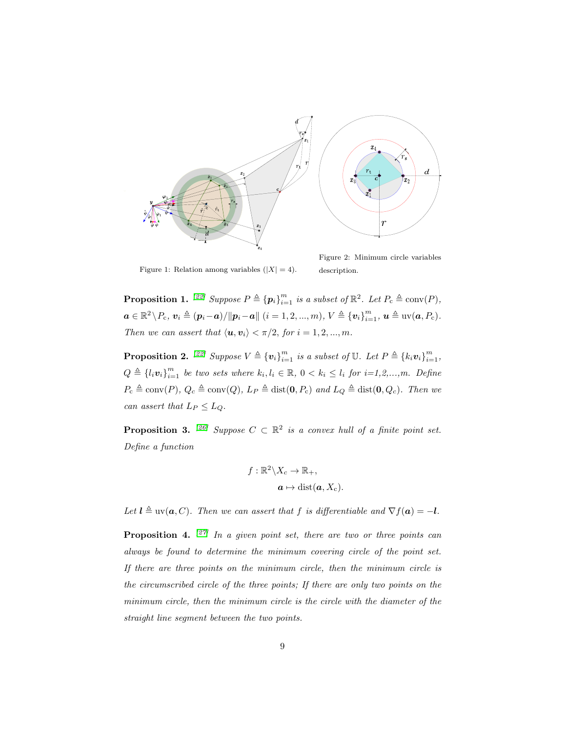Figure 1: Relation among variables ($|X| = 4$).

Figure 2: Minimum circle variables description.

**Proposition 1.** [22] *Suppose $P \triangleq \{\boldsymbol{p}_i\}_{i=1}^m$ is a subset of $\mathbb{R}^2$. Let $P_\mathrm{c} \triangleq \mathrm{conv}(P)$, $\boldsymbol{a} \in \mathbb{R}^2 \backslash P_\mathrm{c}$, $\boldsymbol{v}_i \triangleq (\boldsymbol{p}_i - \boldsymbol{a})/\|\boldsymbol{p}_i - \boldsymbol{a}\|$ $(i = 1, 2, ..., m)$, $V \triangleq \{\boldsymbol{v}_i\}_{i=1}^m$, $\boldsymbol{u} \triangleq \mathrm{uv}(\boldsymbol{a}, P_\mathrm{c})$. Then we can assert that $\langle \boldsymbol{u}, \boldsymbol{v}_i \rangle < \pi/2$, for $i = 1, 2, ..., m$.*

**Proposition 2.** [22] *Suppose $V \triangleq \{\boldsymbol{v}_i\}_{i=1}^m$ is a subset of $\mathbb{U}$. Let $P \triangleq \{k_i \boldsymbol{v}_i\}_{i=1}^m$, $Q \triangleq \{l_i \boldsymbol{v}_i\}_{i=1}^m$ be two sets where $k_i, l_i \in \mathbb{R}$, $0 < k_i \leq l_i$ for $i$=1,2,...,m. Define $P_\mathrm{c} \triangleq \mathrm{conv}(P)$, $Q_\mathrm{c} \triangleq \mathrm{conv}(Q)$, $L_P \triangleq \mathrm{dist}(\boldsymbol{0}, P_\mathrm{c})$ and $L_Q \triangleq \mathrm{dist}(\boldsymbol{0}, Q_\mathrm{c})$. Then we can assert that $L_P \leq L_Q$.*

**Proposition 3.** [26] *Suppose $C \subset \mathbb{R}^2$ is a convex hull of a finite point set. Define a function*

$$
\begin{aligned}
f : \mathbb{R}^2 \backslash X_c &\to \mathbb{R}_+, \\
\boldsymbol{a} &\mapsto \mathrm{dist}(\boldsymbol{a}, X_\mathrm{c}).
\end{aligned}
$$

*Let $\boldsymbol{l} \triangleq \mathrm{uv}(\boldsymbol{a}, C)$. Then we can assert that $f$ is differentiable and $\nabla f(\boldsymbol{a}) = -\boldsymbol{l}$.*

**Proposition 4.** [27] *In a given point set, there are two or three points can always be found to determine the minimum covering circle of the point set. If there are three points on the minimum circle, then the minimum circle is the circumscribed circle of the three points; If there are only two points on the minimum circle, then the minimum circle is the circle with the diameter of the straight line segment between the two points.*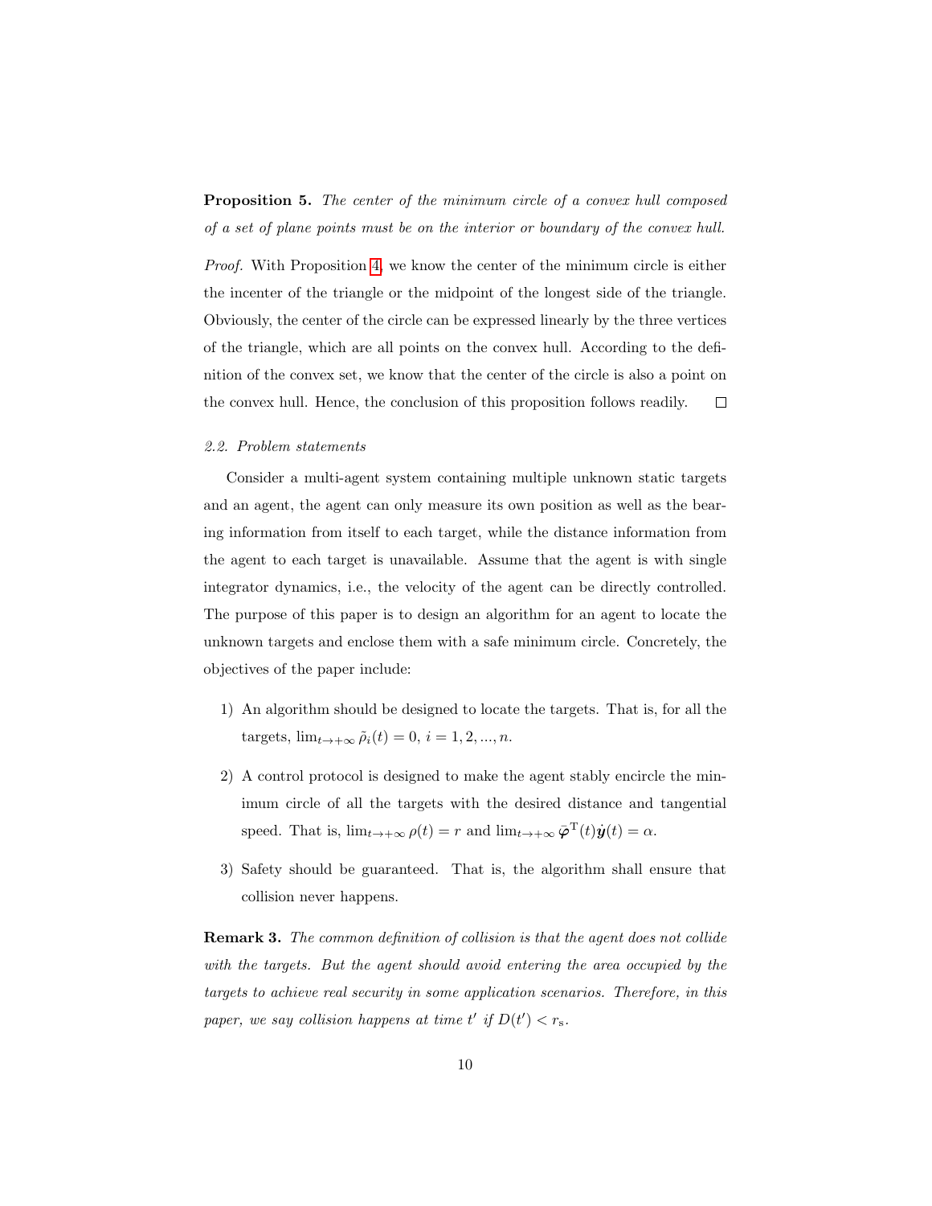**Proposition 5.** *The center of the minimum circle of a convex hull composed of a set of plane points must be on the interior or boundary of the convex hull.*

*Proof.* With Proposition 4, we know the center of the minimum circle is either the incenter of the triangle or the midpoint of the longest side of the triangle. Obviously, the center of the circle can be expressed linearly by the three vertices of the triangle, which are all points on the convex hull. According to the definition of the convex set, we know that the center of the circle is also a point on the convex hull. Hence, the conclusion of this proposition follows readily. $\square$

### *2.2. Problem statements*

Consider a multi-agent system containing multiple unknown static targets and an agent, the agent can only measure its own position as well as the bearing information from itself to each target, while the distance information from the agent to each target is unavailable. Assume that the agent is with single integrator dynamics, i.e., the velocity of the agent can be directly controlled. The purpose of this paper is to design an algorithm for an agent to locate the unknown targets and enclose them with a safe minimum circle. Concretely, the objectives of the paper include:

1) An algorithm should be designed to locate the targets. That is, for all the targets, $\lim_{t\to+\infty} \tilde{\rho}_i(t) = 0$, $i = 1, 2, ..., n$.

2) A control protocol is designed to make the agent stably encircle the minimum circle of all the targets with the desired distance and tangential speed. That is, $\lim_{t\to+\infty} \rho(t) = r$ and $\lim_{t\to+\infty} \bar{\boldsymbol{\varphi}}^{\mathrm{T}}(t)\dot{\boldsymbol{y}}(t) = \alpha$.

3) Safety should be guaranteed. That is, the algorithm shall ensure that collision never happens.

**Remark 3.** *The common definition of collision is that the agent does not collide with the targets. But the agent should avoid entering the area occupied by the targets to achieve real security in some application scenarios. Therefore, in this paper, we say collision happens at time $t'$ if $D(t') < r_{\mathrm{s}}$.*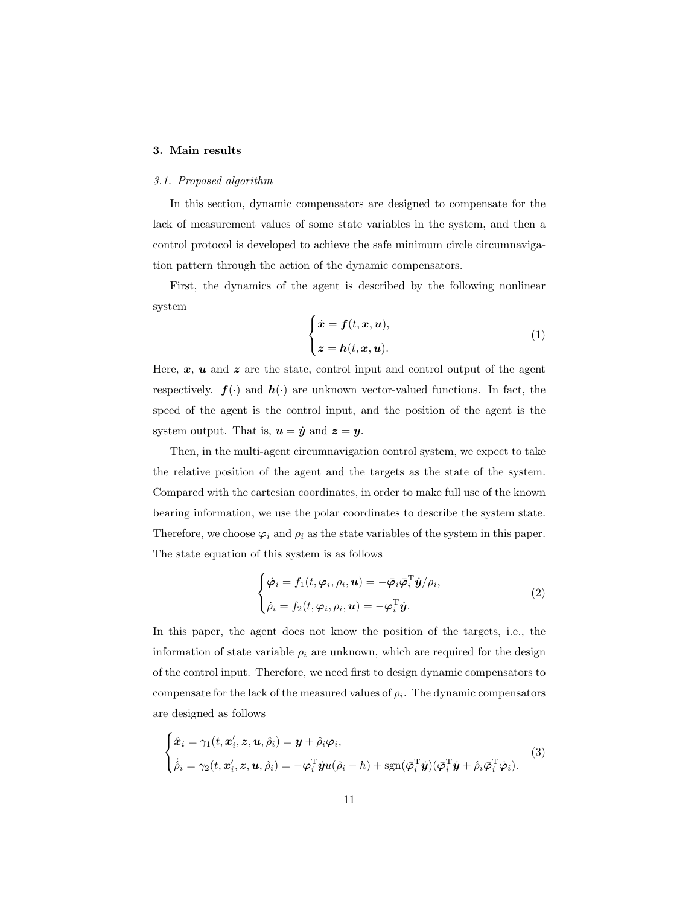## 3. Main results

### *3.1. Proposed algorithm*

In this section, dynamic compensators are designed to compensate for the lack of measurement values of some state variables in the system, and then a control protocol is developed to achieve the safe minimum circle circumnavigation pattern through the action of the dynamic compensators.

First, the dynamics of the agent is described by the following nonlinear system

$$
\begin{cases}
\dot{\boldsymbol{x}} = \boldsymbol{f}(t, \boldsymbol{x}, \boldsymbol{u}), \\
\boldsymbol{z} = \boldsymbol{h}(t, \boldsymbol{x}, \boldsymbol{u}).
\end{cases}
\tag{1}
$$

Here, $\boldsymbol{x}$, $\boldsymbol{u}$ and $\boldsymbol{z}$ are the state, control input and control output of the agent respectively. $\boldsymbol{f}(\cdot)$ and $\boldsymbol{h}(\cdot)$ are unknown vector-valued functions. In fact, the speed of the agent is the control input, and the position of the agent is the system output. That is, $\boldsymbol{u} = \dot{\boldsymbol{y}}$ and $\boldsymbol{z} = \boldsymbol{y}$.

Then, in the multi-agent circumnavigation control system, we expect to take the relative position of the agent and the targets as the state of the system. Compared with the cartesian coordinates, in order to make full use of the known bearing information, we use the polar coordinates to describe the system state. Therefore, we choose $\boldsymbol{\varphi}_i$ and $\rho_i$ as the state variables of the system in this paper. The state equation of this system is as follows

$$
\begin{cases}
\dot{\boldsymbol{\varphi}}_i = f_1(t, \boldsymbol{\varphi}_i, \rho_i, \boldsymbol{u}) = -\bar{\boldsymbol{\varphi}}_i \bar{\boldsymbol{\varphi}}_i^{\mathrm{T}} \dot{\boldsymbol{y}} / \rho_i, \\
\dot{\rho}_i = f_2(t, \boldsymbol{\varphi}_i, \rho_i, \boldsymbol{u}) = -\boldsymbol{\varphi}_i^{\mathrm{T}} \dot{\boldsymbol{y}}.
\end{cases}
\tag{2}
$$

In this paper, the agent does not know the position of the targets, i.e., the information of state variable $\rho_i$ are unknown, which are required for the design of the control input. Therefore, we need first to design dynamic compensators to compensate for the lack of the measured values of $\rho_i$. The dynamic compensators are designed as follows

$$
\begin{cases}
\hat{\boldsymbol{x}}_i = \gamma_1(t, \boldsymbol{x}_i', \boldsymbol{z}, \boldsymbol{u}, \hat{\rho}_i) = \boldsymbol{y} + \hat{\rho}_i \boldsymbol{\varphi}_i, \\
\dot{\hat{\rho}}_i = \gamma_2(t, \boldsymbol{x}_i', \boldsymbol{z}, \boldsymbol{u}, \hat{\rho}_i) = -\boldsymbol{\varphi}_i^{\mathrm{T}} \dot{\boldsymbol{y}} u(\hat{\rho}_i - h) + \mathrm{sgn}(\bar{\boldsymbol{\varphi}}_i^{\mathrm{T}} \dot{\boldsymbol{y}})(\bar{\boldsymbol{\varphi}}_i^{\mathrm{T}} \dot{\boldsymbol{y}} + \hat{\rho}_i \bar{\boldsymbol{\varphi}}_i^{\mathrm{T}} \dot{\boldsymbol{\varphi}}_i).
\end{cases}
\tag{3}
$$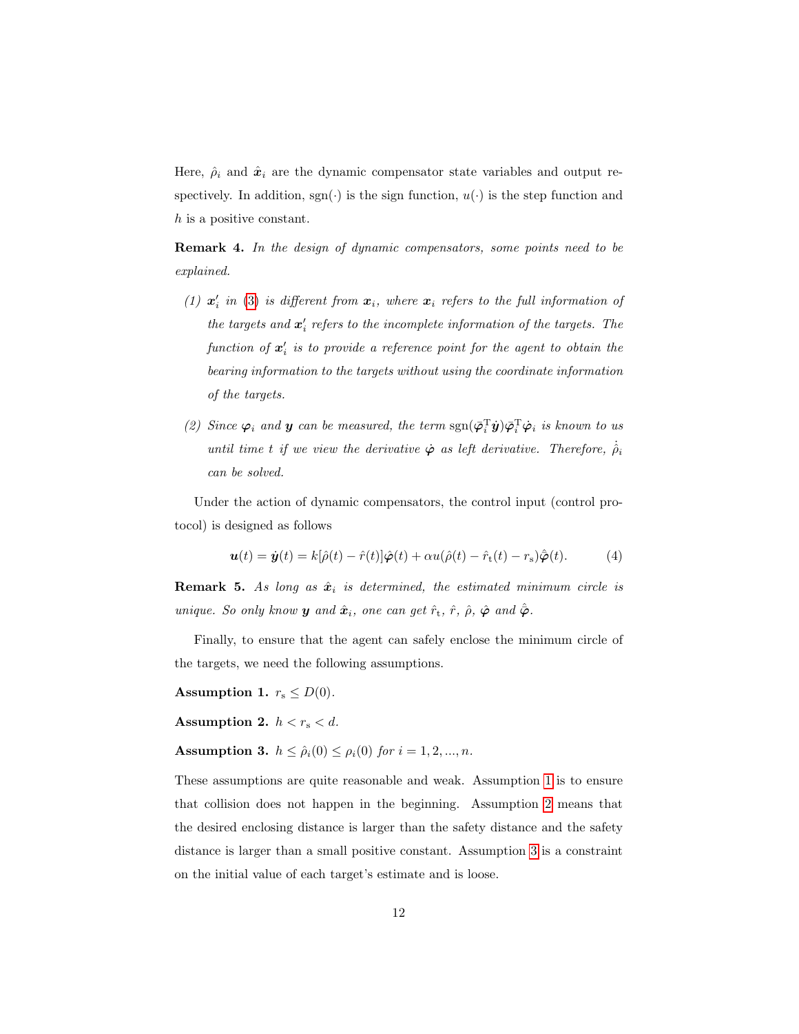Here, $\hat{\rho}_i$ and $\hat{\boldsymbol{x}}_i$ are the dynamic compensator state variables and output respectively. In addition, $\operatorname{sgn}(\cdot)$ is the sign function, $u(\cdot)$ is the step function and $h$ is a positive constant.

**Remark 4.** *In the design of dynamic compensators, some points need to be explained.*

*(1) $\boldsymbol{x}_i'$ in (3) is different from $\boldsymbol{x}_i$, where $\boldsymbol{x}_i$ refers to the full information of the targets and $\boldsymbol{x}_i'$ refers to the incomplete information of the targets. The function of $\boldsymbol{x}_i'$ is to provide a reference point for the agent to obtain the bearing information to the targets without using the coordinate information of the targets.*

*(2) Since $\boldsymbol{\varphi}_i$ and $\boldsymbol{y}$ can be measured, the term $\operatorname{sgn}(\bar{\boldsymbol{\varphi}}_i^{\mathrm{T}}\dot{\boldsymbol{y}})\bar{\boldsymbol{\varphi}}_i^{\mathrm{T}}\dot{\boldsymbol{\varphi}}_i$ is known to us until time $t$ if we view the derivative $\dot{\boldsymbol{\varphi}}$ as left derivative. Therefore, $\dot{\hat{\rho}}_i$ can be solved.*

Under the action of dynamic compensators, the control input (control protocol) is designed as follows

$$\boldsymbol{u}(t) = \dot{\boldsymbol{y}}(t) = k[\hat{\rho}(t) - \hat{r}(t)]\hat{\boldsymbol{\varphi}}(t) + \alpha u(\hat{\rho}(t) - \hat{r}_{\mathrm{t}}(t) - r_{\mathrm{s}})\hat{\bar{\boldsymbol{\varphi}}}(t). \tag{4}$$

**Remark 5.** *As long as $\hat{\boldsymbol{x}}_i$ is determined, the estimated minimum circle is unique. So only know $\boldsymbol{y}$ and $\hat{\boldsymbol{x}}_i$, one can get $\hat{r}_{\mathrm{t}}$, $\hat{r}$, $\hat{\rho}$, $\hat{\boldsymbol{\varphi}}$ and $\hat{\bar{\boldsymbol{\varphi}}}$.*

Finally, to ensure that the agent can safely enclose the minimum circle of the targets, we need the following assumptions.

**Assumption 1.** $r_{\mathrm{s}} \leq D(0)$.

**Assumption 2.** $h < r_{\mathrm{s}} < d$.

**Assumption 3.** $h \leq \hat{\rho}_i(0) \leq \rho_i(0)$ *for* $i = 1, 2, ..., n$.

These assumptions are quite reasonable and weak. Assumption 1 is to ensure that collision does not happen in the beginning. Assumption 2 means that the desired enclosing distance is larger than the safety distance and the safety distance is larger than a small positive constant. Assumption 3 is a constraint on the initial value of each target's estimate and is loose.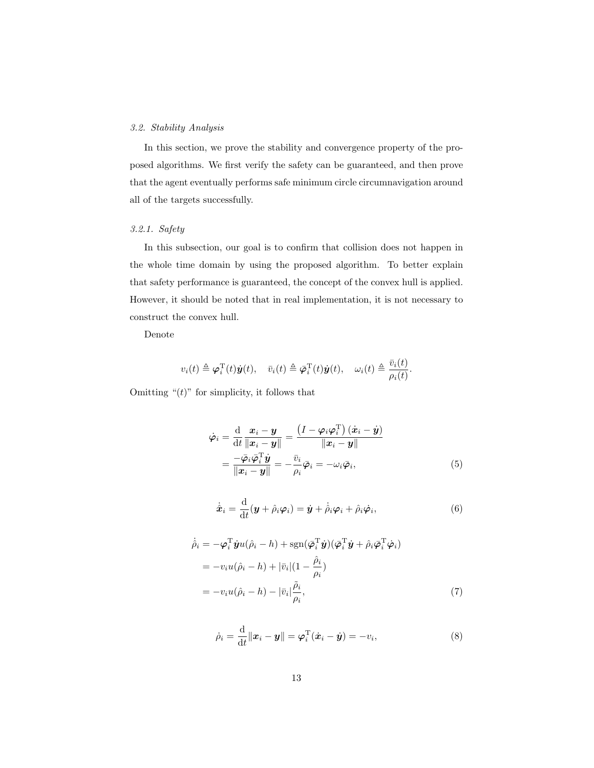### 3.2. Stability Analysis

In this section, we prove the stability and convergence property of the proposed algorithms. We first verify the safety can be guaranteed, and then prove that the agent eventually performs safe minimum circle circumnavigation around all of the targets successfully.

#### 3.2.1. Safety

In this subsection, our goal is to confirm that collision does not happen in the whole time domain by using the proposed algorithm. To better explain that safety performance is guaranteed, the concept of the convex hull is applied. However, it should be noted that in real implementation, it is not necessary to construct the convex hull.

Denote

$$v_i(t) \triangleq \boldsymbol{\varphi}_i^{\mathrm{T}}(t)\dot{\boldsymbol{y}}(t), \quad \bar{v}_i(t) \triangleq \bar{\boldsymbol{\varphi}}_i^{\mathrm{T}}(t)\dot{\boldsymbol{y}}(t), \quad \omega_i(t) \triangleq \frac{\bar{v}_i(t)}{\rho_i(t)}.$$

Omitting "$(t)$" for simplicity, it follows that

$$\begin{aligned}
\dot{\boldsymbol{\varphi}}_i &= \frac{\mathrm{d}}{\mathrm{d}t}\frac{\boldsymbol{x}_i - \boldsymbol{y}}{\|\boldsymbol{x}_i - \boldsymbol{y}\|} = \frac{\left(I - \boldsymbol{\varphi}_i\boldsymbol{\varphi}_i^{\mathrm{T}}\right)(\dot{\boldsymbol{x}}_i - \dot{\boldsymbol{y}})}{\|\boldsymbol{x}_i - \boldsymbol{y}\|} \\
&= \frac{-\bar{\boldsymbol{\varphi}}_i\bar{\boldsymbol{\varphi}}_i^{\mathrm{T}}\dot{\boldsymbol{y}}}{\|\boldsymbol{x}_i - \boldsymbol{y}\|} = -\frac{\bar{v}_i}{\rho_i}\bar{\boldsymbol{\varphi}}_i = -\omega_i\bar{\boldsymbol{\varphi}}_i,
\end{aligned} \tag{5}$$

$$\dot{\hat{\boldsymbol{x}}}_i = \frac{\mathrm{d}}{\mathrm{d}t}(\boldsymbol{y} + \hat{\rho}_i\boldsymbol{\varphi}_i) = \dot{\boldsymbol{y}} + \dot{\hat{\rho}}_i\boldsymbol{\varphi}_i + \hat{\rho}_i\dot{\boldsymbol{\varphi}}_i, \tag{6}$$

$$\begin{aligned}
\dot{\hat{\rho}}_i &= -\boldsymbol{\varphi}_i^{\mathrm{T}}\dot{\boldsymbol{y}}u(\hat{\rho}_i - h) + \mathrm{sgn}(\bar{\boldsymbol{\varphi}}_i^{\mathrm{T}}\dot{\boldsymbol{y}})(\bar{\boldsymbol{\varphi}}_i^{\mathrm{T}}\dot{\boldsymbol{y}} + \hat{\rho}_i\bar{\boldsymbol{\varphi}}_i^{\mathrm{T}}\dot{\boldsymbol{\varphi}}_i) \\
&= -v_i u(\hat{\rho}_i - h) + |\bar{v}_i|(1 - \frac{\hat{\rho}_i}{\rho_i}) \\
&= -v_i u(\hat{\rho}_i - h) - |\bar{v}_i|\frac{\tilde{\rho}_i}{\rho_i},
\end{aligned} \tag{7}$$

$$\dot{\rho}_i = \frac{\mathrm{d}}{\mathrm{d}t}\|\boldsymbol{x}_i - \boldsymbol{y}\| = \boldsymbol{\varphi}_i^{\mathrm{T}}(\dot{\boldsymbol{x}}_i - \dot{\boldsymbol{y}}) = -v_i, \tag{8}$$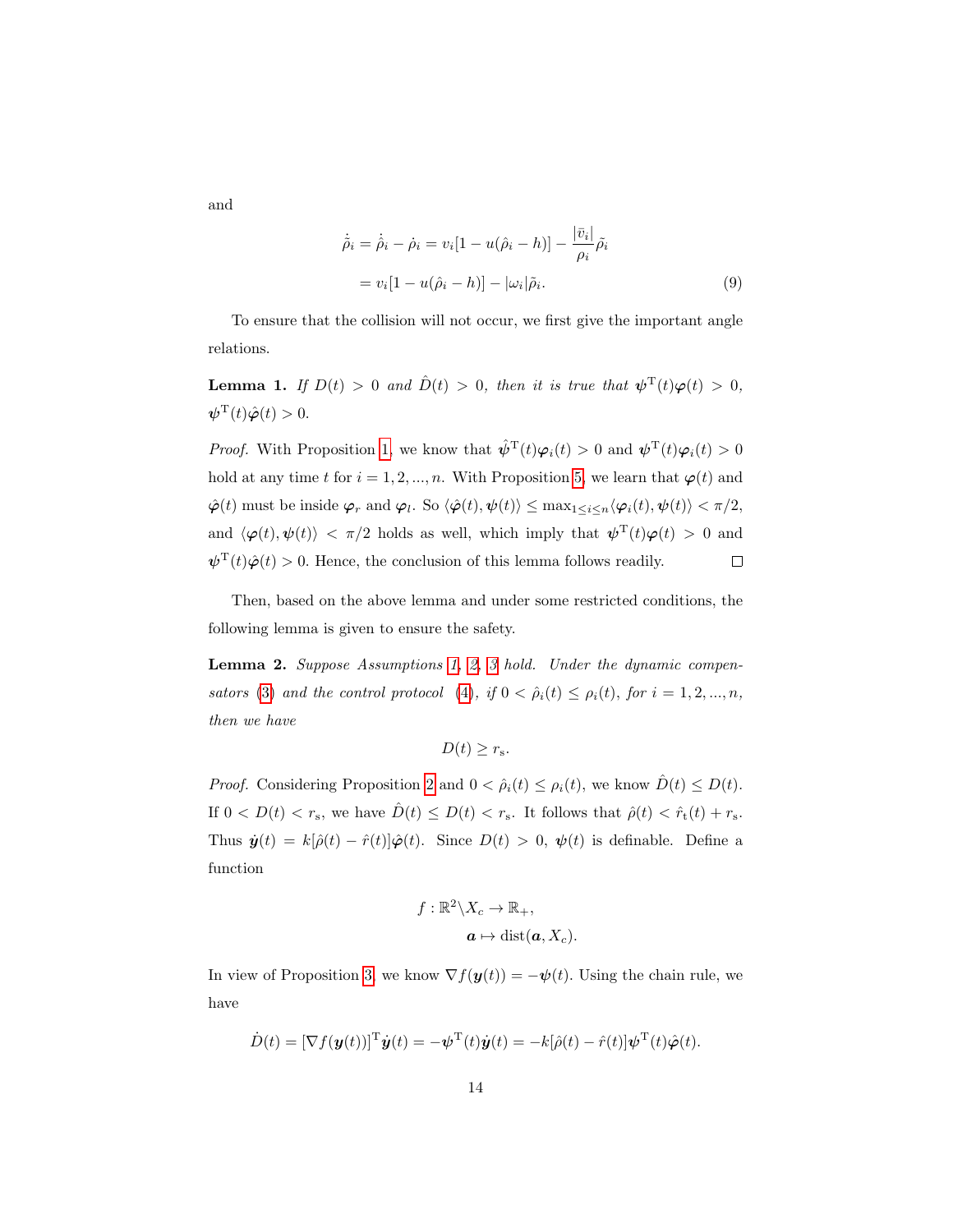and

$$
\begin{aligned}
\dot{\tilde{\rho}}_i = \dot{\hat{\rho}}_i - \dot{\rho}_i &= v_i[1 - u(\hat{\rho}_i - h)] - \frac{|\bar{v}_i|}{\rho_i}\tilde{\rho}_i \\
&= v_i[1 - u(\hat{\rho}_i - h)] - |\omega_i|\tilde{\rho}_i. \qquad (9)
\end{aligned}
$$

To ensure that the collision will not occur, we first give the important angle relations.

**Lemma 1.** *If $D(t) > 0$ and $\hat{D}(t) > 0$, then it is true that $\boldsymbol{\psi}^{\mathrm{T}}(t)\boldsymbol{\varphi}(t) > 0$, $\boldsymbol{\psi}^{\mathrm{T}}(t)\hat{\boldsymbol{\varphi}}(t) > 0$.*

*Proof.* With Proposition 1, we know that $\hat{\boldsymbol{\psi}}^{\mathrm{T}}(t)\boldsymbol{\varphi}_i(t) > 0$ and $\boldsymbol{\psi}^{\mathrm{T}}(t)\boldsymbol{\varphi}_i(t) > 0$ hold at any time $t$ for $i = 1, 2, ..., n$. With Proposition 5, we learn that $\boldsymbol{\varphi}(t)$ and $\hat{\boldsymbol{\varphi}}(t)$ must be inside $\boldsymbol{\varphi}_r$ and $\boldsymbol{\varphi}_l$. So $\langle\hat{\boldsymbol{\varphi}}(t), \boldsymbol{\psi}(t)\rangle \leq \max_{1\leq i\leq n}\langle\boldsymbol{\varphi}_i(t), \boldsymbol{\psi}(t)\rangle < \pi/2$, and $\langle\boldsymbol{\varphi}(t), \boldsymbol{\psi}(t)\rangle < \pi/2$ holds as well, which imply that $\boldsymbol{\psi}^{\mathrm{T}}(t)\boldsymbol{\varphi}(t) > 0$ and $\boldsymbol{\psi}^{\mathrm{T}}(t)\hat{\boldsymbol{\varphi}}(t) > 0$. Hence, the conclusion of this lemma follows readily. □

Then, based on the above lemma and under some restricted conditions, the following lemma is given to ensure the safety.

**Lemma 2.** *Suppose Assumptions 1, 2, 3 hold. Under the dynamic compensators (3) and the control protocol (4), if $0 < \hat{\rho}_i(t) \leq \rho_i(t)$, for $i = 1, 2, ..., n$, then we have*

$$
D(t) \geq r_{\mathrm{s}}.
$$

*Proof.* Considering Proposition 2 and $0 < \hat{\rho}_i(t) \leq \rho_i(t)$, we know $\hat{D}(t) \leq D(t)$. If $0 < D(t) < r_{\mathrm{s}}$, we have $\hat{D}(t) \leq D(t) < r_{\mathrm{s}}$. It follows that $\hat{\rho}(t) < \hat{r}_{\mathrm{t}}(t) + r_{\mathrm{s}}$. Thus $\dot{\boldsymbol{y}}(t) = k[\hat{\rho}(t) - \hat{r}(t)]\hat{\boldsymbol{\varphi}}(t)$. Since $D(t) > 0$, $\boldsymbol{\psi}(t)$ is definable. Define a function

$$
\begin{aligned}
f : \mathbb{R}^2 \backslash X_c &\to \mathbb{R}_+, \\
\boldsymbol{a} &\mapsto \mathrm{dist}(\boldsymbol{a}, X_c).
\end{aligned}
$$

In view of Proposition 3, we know $\nabla f(\boldsymbol{y}(t)) = -\boldsymbol{\psi}(t)$. Using the chain rule, we have

$$
\dot{D}(t) = [\nabla f(\boldsymbol{y}(t))]^{\mathrm{T}}\dot{\boldsymbol{y}}(t) = -\boldsymbol{\psi}^{\mathrm{T}}(t)\dot{\boldsymbol{y}}(t) = -k[\hat{\rho}(t) - \hat{r}(t)]\boldsymbol{\psi}^{\mathrm{T}}(t)\hat{\boldsymbol{\varphi}}(t).
$$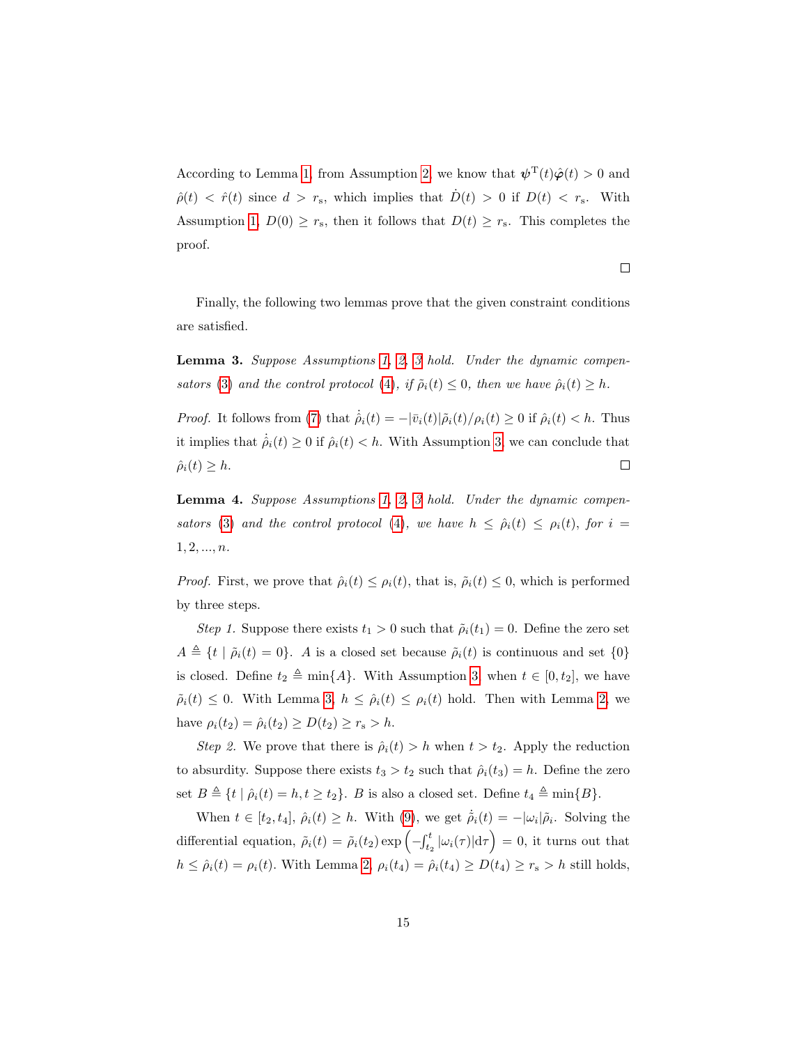According to Lemma 1, from Assumption 2, we know that $\boldsymbol{\psi}^{\mathrm{T}}(t)\hat{\boldsymbol{\varphi}}(t) > 0$ and $\hat{\rho}(t) < \hat{r}(t)$ since $d > r_{\mathrm{s}}$, which implies that $\dot{D}(t) > 0$ if $D(t) < r_{\mathrm{s}}$. With Assumption 1, $D(0) \geq r_{\mathrm{s}}$, then it follows that $D(t) \geq r_{\mathrm{s}}$. This completes the proof.

□

Finally, the following two lemmas prove that the given constraint conditions are satisfied.

**Lemma 3.** *Suppose Assumptions 1, 2, 3 hold. Under the dynamic compensators (3) and the control protocol (4), if $\tilde{\rho}_i(t) \leq 0$, then we have $\hat{\rho}_i(t) \geq h$.*

*Proof.* It follows from (7) that $\dot{\hat{\rho}}_i(t) = -|\bar{v}_i(t)|\tilde{\rho}_i(t)/\rho_i(t) \geq 0$ if $\hat{\rho}_i(t) < h$. Thus it implies that $\dot{\hat{\rho}}_i(t) \geq 0$ if $\hat{\rho}_i(t) < h$. With Assumption 3, we can conclude that $\hat{\rho}_i(t) \geq h$. □

**Lemma 4.** *Suppose Assumptions 1, 2, 3 hold. Under the dynamic compensators (3) and the control protocol (4), we have $h \leq \hat{\rho}_i(t) \leq \rho_i(t)$, for $i = 1, 2, ..., n$.*

*Proof.* First, we prove that $\hat{\rho}_i(t) \leq \rho_i(t)$, that is, $\tilde{\rho}_i(t) \leq 0$, which is performed by three steps.

*Step 1.* Suppose there exists $t_1 > 0$ such that $\tilde{\rho}_i(t_1) = 0$. Define the zero set $A \triangleq \{t \mid \tilde{\rho}_i(t) = 0\}$. $A$ is a closed set because $\tilde{\rho}_i(t)$ is continuous and set $\{0\}$ is closed. Define $t_2 \triangleq \min\{A\}$. With Assumption 3, when $t \in [0, t_2]$, we have $\tilde{\rho}_i(t) \leq 0$. With Lemma 3, $h \leq \hat{\rho}_i(t) \leq \rho_i(t)$ hold. Then with Lemma 2, we have $\rho_i(t_2) = \hat{\rho}_i(t_2) \geq D(t_2) \geq r_{\mathrm{s}} > h$.

*Step 2.* We prove that there is $\hat{\rho}_i(t) > h$ when $t > t_2$. Apply the reduction to absurdity. Suppose there exists $t_3 > t_2$ such that $\hat{\rho}_i(t_3) = h$. Define the zero set $B \triangleq \{t \mid \hat{\rho}_i(t) = h, t \geq t_2\}$. $B$ is also a closed set. Define $t_4 \triangleq \min\{B\}$.

When $t \in [t_2, t_4]$, $\hat{\rho}_i(t) \geq h$. With (9), we get $\dot{\tilde{\rho}}_i(t) = -|\omega_i|\tilde{\rho}_i$. Solving the differential equation, $\tilde{\rho}_i(t) = \tilde{\rho}_i(t_2)\exp\left(-\int_{t_2}^{t}|\omega_i(\tau)|\mathrm{d}\tau\right) = 0$, it turns out that $h \leq \hat{\rho}_i(t) = \rho_i(t)$. With Lemma 2, $\rho_i(t_4) = \hat{\rho}_i(t_4) \geq D(t_4) \geq r_{\mathrm{s}} > h$ still holds,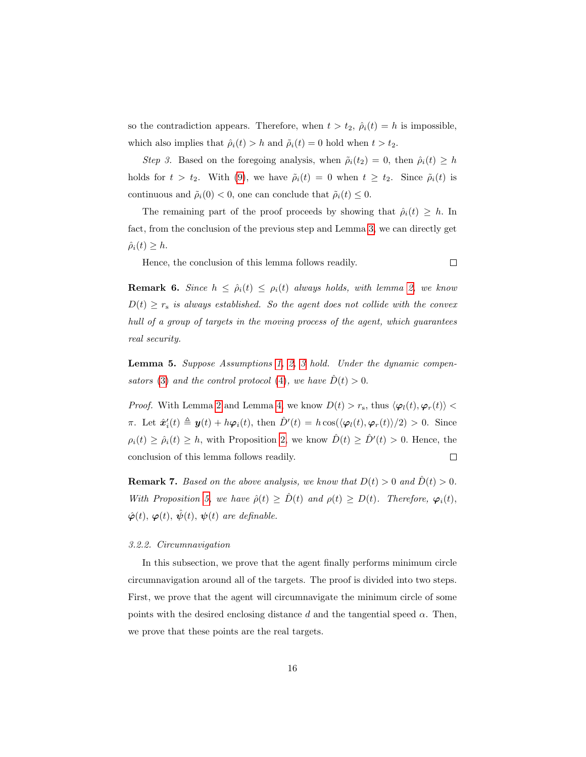so the contradiction appears. Therefore, when $t > t_2$, $\hat{\rho}_i(t) = h$ is impossible, which also implies that $\hat{\rho}_i(t) > h$ and $\tilde{\rho}_i(t) = 0$ hold when $t > t_2$.

*Step 3.* Based on the foregoing analysis, when $\tilde{\rho}_i(t_2) = 0$, then $\hat{\rho}_i(t) \geq h$ holds for $t > t_2$. With (9), we have $\tilde{\rho}_i(t) = 0$ when $t \geq t_2$. Since $\tilde{\rho}_i(t)$ is continuous and $\tilde{\rho}_i(0) < 0$, one can conclude that $\tilde{\rho}_i(t) \leq 0$.

The remaining part of the proof proceeds by showing that $\hat{\rho}_i(t) \geq h$. In fact, from the conclusion of the previous step and Lemma 3, we can directly get $\hat{\rho}_i(t) \geq h$.

Hence, the conclusion of this lemma follows readily. □

**Remark 6.** *Since $h \leq \hat{\rho}_i(t) \leq \rho_i(t)$ always holds, with lemma 2, we know $D(t) \geq r_{\mathrm{s}}$ is always established. So the agent does not collide with the convex hull of a group of targets in the moving process of the agent, which guarantees real security.*

**Lemma 5.** *Suppose Assumptions 1, 2, 3 hold. Under the dynamic compensators (3) and the control protocol (4), we have $\hat{D}(t) > 0$.*

*Proof.* With Lemma 2 and Lemma 4, we know $D(t) > r_{\mathrm{s}}$, thus $\langle \boldsymbol{\varphi}_l(t), \boldsymbol{\varphi}_r(t) \rangle < \pi$. Let $\hat{\boldsymbol{x}}_i'(t) \triangleq \boldsymbol{y}(t) + h\boldsymbol{\varphi}_i(t)$, then $\hat{D}'(t) = h \cos(\langle \boldsymbol{\varphi}_l(t), \boldsymbol{\varphi}_r(t) \rangle / 2) > 0$. Since $\rho_i(t) \geq \hat{\rho}_i(t) \geq h$, with Proposition 2, we know $\hat{D}(t) \geq \hat{D}'(t) > 0$. Hence, the conclusion of this lemma follows readily. □

**Remark 7.** *Based on the above analysis, we know that $D(t) > 0$ and $\hat{D}(t) > 0$. With Proposition 5, we have $\hat{\rho}(t) \geq \hat{D}(t)$ and $\rho(t) \geq D(t)$. Therefore, $\boldsymbol{\varphi}_i(t)$, $\hat{\boldsymbol{\varphi}}(t)$, $\boldsymbol{\varphi}(t)$, $\hat{\boldsymbol{\psi}}(t)$, $\boldsymbol{\psi}(t)$ are definable.*

### *3.2.2. Circumnavigation*

In this subsection, we prove that the agent finally performs minimum circle circumnavigation around all of the targets. The proof is divided into two steps. First, we prove that the agent will circumnavigate the minimum circle of some points with the desired enclosing distance $d$ and the tangential speed $\alpha$. Then, we prove that these points are the real targets.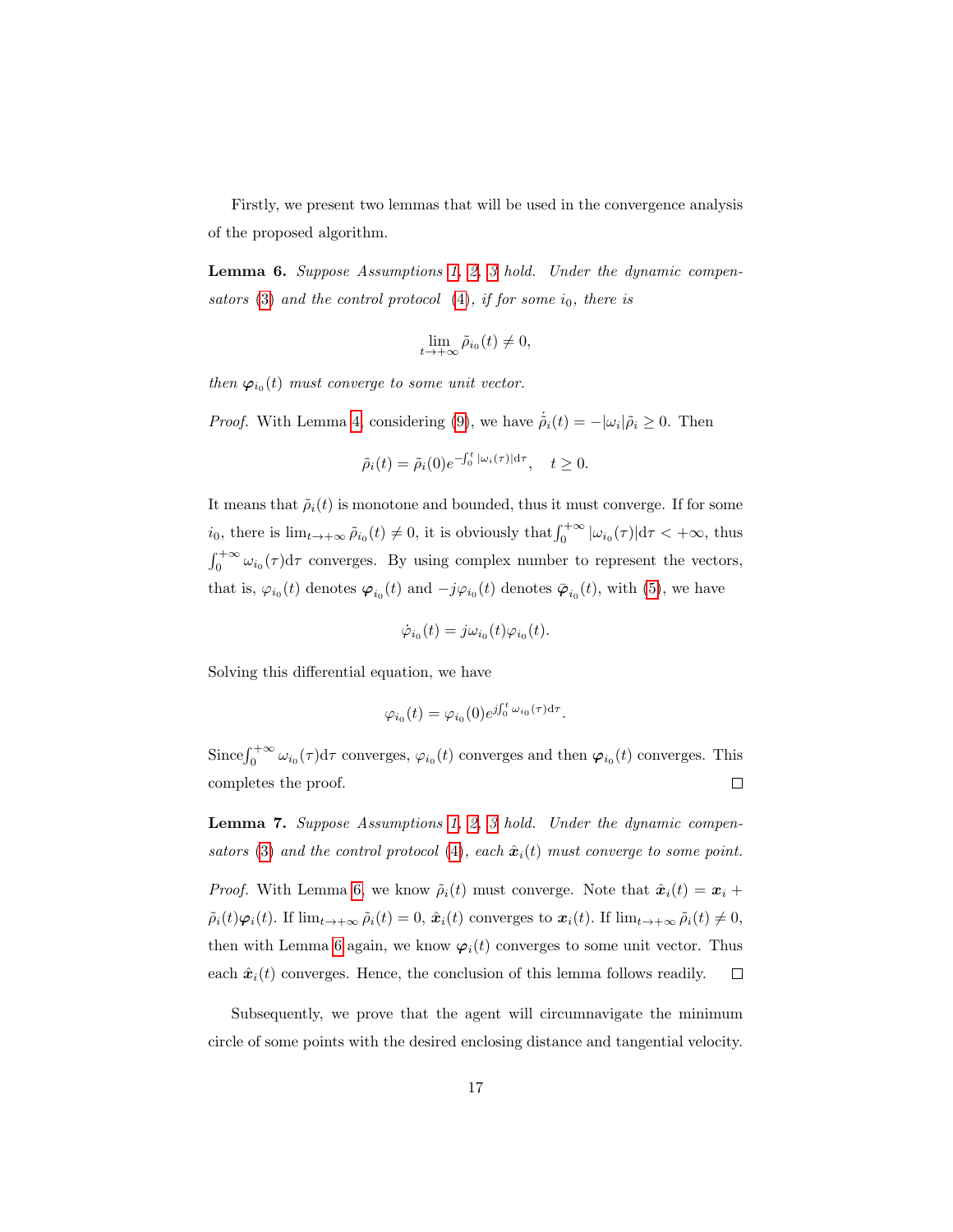Firstly, we present two lemmas that will be used in the convergence analysis of the proposed algorithm.

**Lemma 6.** *Suppose Assumptions 1, 2, 3 hold. Under the dynamic compensators (3) and the control protocol (4), if for some $i_0$, there is*

$$\lim_{t\to+\infty} \tilde{\rho}_{i_0}(t) \neq 0,$$

*then $\boldsymbol{\varphi}_{i_0}(t)$ must converge to some unit vector.*

*Proof.* With Lemma 4, considering (9), we have $\dot{\tilde{\rho}}_i(t) = -|\omega_i|\tilde{\rho}_i \geq 0$. Then

$$\tilde{\rho}_i(t) = \tilde{\rho}_i(0)e^{-\int_0^t |\omega_i(\tau)|\mathrm{d}\tau}, \quad t \geq 0.$$

It means that $\tilde{\rho}_i(t)$ is monotone and bounded, thus it must converge. If for some $i_0$, there is $\lim_{t\to+\infty} \tilde{\rho}_{i_0}(t) \neq 0$, it is obviously that $\int_0^{+\infty} |\omega_{i_0}(\tau)|\mathrm{d}\tau < +\infty$, thus $\int_0^{+\infty} \omega_{i_0}(\tau)\mathrm{d}\tau$ converges. By using complex number to represent the vectors, that is, $\varphi_{i_0}(t)$ denotes $\boldsymbol{\varphi}_{i_0}(t)$ and $-j\varphi_{i_0}(t)$ denotes $\bar{\boldsymbol{\varphi}}_{i_0}(t)$, with (5), we have

$$\dot{\varphi}_{i_0}(t) = j\omega_{i_0}(t)\varphi_{i_0}(t).$$

Solving this differential equation, we have

$$\varphi_{i_0}(t) = \varphi_{i_0}(0)e^{j\int_0^t \omega_{i_0}(\tau)\mathrm{d}\tau}.$$

Since $\int_0^{+\infty} \omega_{i_0}(\tau)\mathrm{d}\tau$ converges, $\varphi_{i_0}(t)$ converges and then $\boldsymbol{\varphi}_{i_0}(t)$ converges. This completes the proof. □

**Lemma 7.** *Suppose Assumptions 1, 2, 3 hold. Under the dynamic compensators (3) and the control protocol (4), each $\hat{\boldsymbol{x}}_i(t)$ must converge to some point.*

*Proof.* With Lemma 6, we know $\tilde{\rho}_i(t)$ must converge. Note that $\hat{\boldsymbol{x}}_i(t) = \boldsymbol{x}_i + \tilde{\rho}_i(t)\boldsymbol{\varphi}_i(t)$. If $\lim_{t\to+\infty} \tilde{\rho}_i(t) = 0$, $\hat{\boldsymbol{x}}_i(t)$ converges to $\boldsymbol{x}_i(t)$. If $\lim_{t\to+\infty} \tilde{\rho}_i(t) \neq 0$, then with Lemma 6 again, we know $\boldsymbol{\varphi}_i(t)$ converges to some unit vector. Thus each $\hat{\boldsymbol{x}}_i(t)$ converges. Hence, the conclusion of this lemma follows readily. □

Subsequently, we prove that the agent will circumnavigate the minimum circle of some points with the desired enclosing distance and tangential velocity.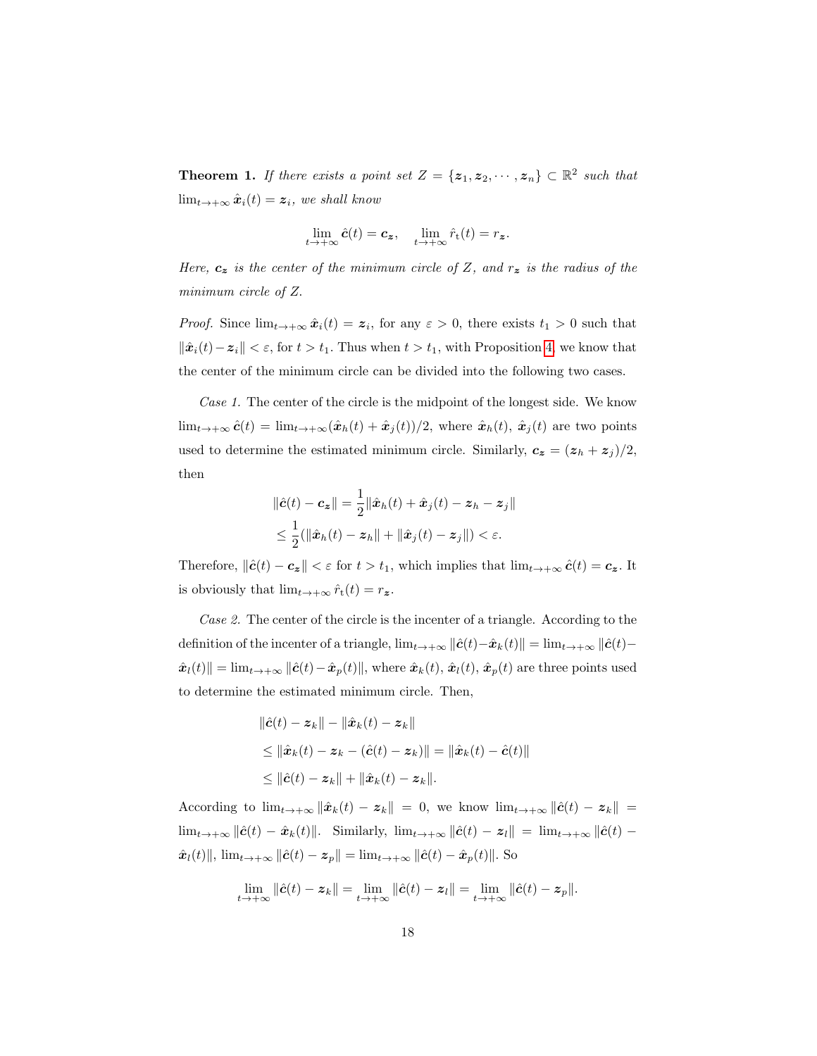**Theorem 1.** *If there exists a point set $Z = \{\boldsymbol{z}_1, \boldsymbol{z}_2, \cdots, \boldsymbol{z}_n\} \subset \mathbb{R}^2$ such that $\lim_{t\to+\infty} \hat{\boldsymbol{x}}_i(t) = \boldsymbol{z}_i$, we shall know*

$$\lim_{t\to+\infty} \hat{\boldsymbol{c}}(t) = \boldsymbol{c}_{\boldsymbol{z}}, \quad \lim_{t\to+\infty} \hat{r}_{\mathrm{t}}(t) = r_{\boldsymbol{z}}.$$

*Here, $\boldsymbol{c}_{\boldsymbol{z}}$ is the center of the minimum circle of $Z$, and $r_{\boldsymbol{z}}$ is the radius of the minimum circle of $Z$.*

*Proof.* Since $\lim_{t\to+\infty} \hat{\boldsymbol{x}}_i(t) = \boldsymbol{z}_i$, for any $\varepsilon > 0$, there exists $t_1 > 0$ such that $\|\hat{\boldsymbol{x}}_i(t) - \boldsymbol{z}_i\| < \varepsilon$, for $t > t_1$. Thus when $t > t_1$, with Proposition 4, we know that the center of the minimum circle can be divided into the following two cases.

*Case 1.* The center of the circle is the midpoint of the longest side. We know $\lim_{t\to+\infty} \hat{\boldsymbol{c}}(t) = \lim_{t\to+\infty}(\hat{\boldsymbol{x}}_h(t) + \hat{\boldsymbol{x}}_j(t))/2$, where $\hat{\boldsymbol{x}}_h(t)$, $\hat{\boldsymbol{x}}_j(t)$ are two points used to determine the estimated minimum circle. Similarly, $\boldsymbol{c}_{\boldsymbol{z}} = (\boldsymbol{z}_h + \boldsymbol{z}_j)/2$, then

$$\begin{aligned}
\|\hat{\boldsymbol{c}}(t) - \boldsymbol{c}_{\boldsymbol{z}}\| &= \frac{1}{2}\|\hat{\boldsymbol{x}}_h(t) + \hat{\boldsymbol{x}}_j(t) - \boldsymbol{z}_h - \boldsymbol{z}_j\| \\
&\le \frac{1}{2}(\|\hat{\boldsymbol{x}}_h(t) - \boldsymbol{z}_h\| + \|\hat{\boldsymbol{x}}_j(t) - \boldsymbol{z}_j\|) < \varepsilon.
\end{aligned}$$

Therefore, $\|\hat{\boldsymbol{c}}(t) - \boldsymbol{c}_{\boldsymbol{z}}\| < \varepsilon$ for $t > t_1$, which implies that $\lim_{t\to+\infty} \hat{\boldsymbol{c}}(t) = \boldsymbol{c}_{\boldsymbol{z}}$. It is obviously that $\lim_{t\to+\infty} \hat{r}_{\mathrm{t}}(t) = r_{\boldsymbol{z}}$.

*Case 2.* The center of the circle is the incenter of a triangle. According to the definition of the incenter of a triangle, $\lim_{t\to+\infty} \|\hat{\boldsymbol{c}}(t) - \hat{\boldsymbol{x}}_k(t)\| = \lim_{t\to+\infty} \|\hat{\boldsymbol{c}}(t) - \hat{\boldsymbol{x}}_l(t)\| = \lim_{t\to+\infty} \|\hat{\boldsymbol{c}}(t) - \hat{\boldsymbol{x}}_p(t)\|$, where $\hat{\boldsymbol{x}}_k(t)$, $\hat{\boldsymbol{x}}_l(t)$, $\hat{\boldsymbol{x}}_p(t)$ are three points used to determine the estimated minimum circle. Then,

$$\begin{aligned}
&\|\hat{\boldsymbol{c}}(t) - \boldsymbol{z}_k\| - \|\hat{\boldsymbol{x}}_k(t) - \boldsymbol{z}_k\| \\
&\le \|\hat{\boldsymbol{x}}_k(t) - \boldsymbol{z}_k - (\hat{\boldsymbol{c}}(t) - \boldsymbol{z}_k)\| = \|\hat{\boldsymbol{x}}_k(t) - \hat{\boldsymbol{c}}(t)\| \\
&\le \|\hat{\boldsymbol{c}}(t) - \boldsymbol{z}_k\| + \|\hat{\boldsymbol{x}}_k(t) - \boldsymbol{z}_k\|.
\end{aligned}$$

According to $\lim_{t\to+\infty} \|\hat{\boldsymbol{x}}_k(t) - \boldsymbol{z}_k\| = 0$, we know $\lim_{t\to+\infty} \|\hat{\boldsymbol{c}}(t) - \boldsymbol{z}_k\| = \lim_{t\to+\infty} \|\hat{\boldsymbol{c}}(t) - \hat{\boldsymbol{x}}_k(t)\|$. Similarly, $\lim_{t\to+\infty} \|\hat{\boldsymbol{c}}(t) - \boldsymbol{z}_l\| = \lim_{t\to+\infty} \|\hat{\boldsymbol{c}}(t) - \hat{\boldsymbol{x}}_l(t)\|$, $\lim_{t\to+\infty} \|\hat{\boldsymbol{c}}(t) - \boldsymbol{z}_p\| = \lim_{t\to+\infty} \|\hat{\boldsymbol{c}}(t) - \hat{\boldsymbol{x}}_p(t)\|$. So

$$\lim_{t\to+\infty} \|\hat{\boldsymbol{c}}(t) - \boldsymbol{z}_k\| = \lim_{t\to+\infty} \|\hat{\boldsymbol{c}}(t) - \boldsymbol{z}_l\| = \lim_{t\to+\infty} \|\hat{\boldsymbol{c}}(t) - \boldsymbol{z}_p\|.$$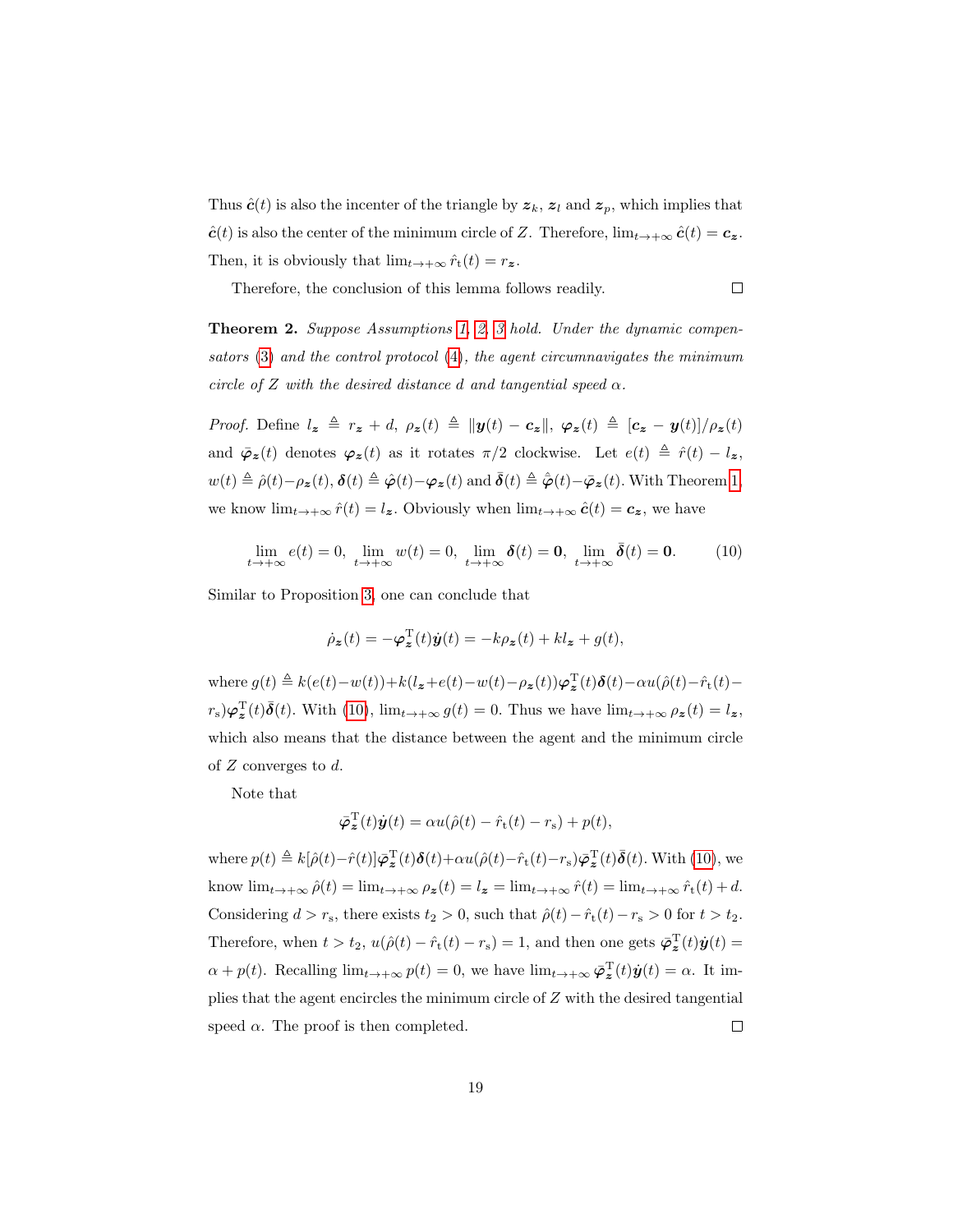Thus $\hat{\boldsymbol{c}}(t)$ is also the incenter of the triangle by $\boldsymbol{z}_k$, $\boldsymbol{z}_l$ and $\boldsymbol{z}_p$, which implies that $\hat{\boldsymbol{c}}(t)$ is also the center of the minimum circle of $Z$. Therefore, $\lim_{t\to+\infty}\hat{\boldsymbol{c}}(t)=\boldsymbol{c}_{\boldsymbol{z}}$. Then, it is obviously that $\lim_{t\to+\infty}\hat{r}_{\mathrm{t}}(t)=r_{\boldsymbol{z}}$.

Therefore, the conclusion of this lemma follows readily. □

**Theorem 2.** *Suppose Assumptions 1, 2, 3 hold. Under the dynamic compensators (3) and the control protocol (4), the agent circumnavigates the minimum circle of $Z$ with the desired distance $d$ and tangential speed $\alpha$.*

*Proof.* Define $l_{\boldsymbol{z}}\triangleq r_{\boldsymbol{z}}+d$, $\rho_{\boldsymbol{z}}(t)\triangleq\|\boldsymbol{y}(t)-\boldsymbol{c}_{\boldsymbol{z}}\|$, $\boldsymbol{\varphi}_{\boldsymbol{z}}(t)\triangleq[\boldsymbol{c}_{\boldsymbol{z}}-\boldsymbol{y}(t)]/\rho_{\boldsymbol{z}}(t)$ and $\bar{\boldsymbol{\varphi}}_{\boldsymbol{z}}(t)$ denotes $\boldsymbol{\varphi}_{\boldsymbol{z}}(t)$ as it rotates $\pi/2$ clockwise. Let $e(t)\triangleq\hat{r}(t)-l_{\boldsymbol{z}}$, $w(t)\triangleq\hat{\rho}(t)-\rho_{\boldsymbol{z}}(t)$, $\boldsymbol{\delta}(t)\triangleq\hat{\boldsymbol{\varphi}}(t)-\boldsymbol{\varphi}_{\boldsymbol{z}}(t)$ and $\bar{\boldsymbol{\delta}}(t)\triangleq\hat{\bar{\boldsymbol{\varphi}}}(t)-\bar{\boldsymbol{\varphi}}_{\boldsymbol{z}}(t)$. With Theorem 1, we know $\lim_{t\to+\infty}\hat{r}(t)=l_{\boldsymbol{z}}$. Obviously when $\lim_{t\to+\infty}\hat{\boldsymbol{c}}(t)=\boldsymbol{c}_{\boldsymbol{z}}$, we have

$$\lim_{t\to+\infty}e(t)=0,\ \lim_{t\to+\infty}w(t)=0,\ \lim_{t\to+\infty}\boldsymbol{\delta}(t)=\mathbf{0},\ \lim_{t\to+\infty}\bar{\boldsymbol{\delta}}(t)=\mathbf{0}. \tag{10}$$

Similar to Proposition 3, one can conclude that

$$\dot{\rho}_{\boldsymbol{z}}(t)=-\boldsymbol{\varphi}_{\boldsymbol{z}}^{\mathrm{T}}(t)\dot{\boldsymbol{y}}(t)=-k\rho_{\boldsymbol{z}}(t)+kl_{\boldsymbol{z}}+g(t),$$

where $g(t)\triangleq k(e(t)-w(t))+k(l_{\boldsymbol{z}}+e(t)-w(t)-\rho_{\boldsymbol{z}}(t))\boldsymbol{\varphi}_{\boldsymbol{z}}^{\mathrm{T}}(t)\boldsymbol{\delta}(t)-\alpha u(\hat{\rho}(t)-\hat{r}_{\mathrm{t}}(t)-r_{\mathrm{s}})\boldsymbol{\varphi}_{\boldsymbol{z}}^{\mathrm{T}}(t)\bar{\boldsymbol{\delta}}(t)$. With (10), $\lim_{t\to+\infty}g(t)=0$. Thus we have $\lim_{t\to+\infty}\rho_{\boldsymbol{z}}(t)=l_{\boldsymbol{z}}$, which also means that the distance between the agent and the minimum circle of $Z$ converges to $d$.

Note that

$$\bar{\boldsymbol{\varphi}}_{\boldsymbol{z}}^{\mathrm{T}}(t)\dot{\boldsymbol{y}}(t)=\alpha u(\hat{\rho}(t)-\hat{r}_{\mathrm{t}}(t)-r_{\mathrm{s}})+p(t),$$

where $p(t)\triangleq k[\hat{\rho}(t)-\hat{r}(t)]\bar{\boldsymbol{\varphi}}_{\boldsymbol{z}}^{\mathrm{T}}(t)\boldsymbol{\delta}(t)+\alpha u(\hat{\rho}(t)-\hat{r}_{\mathrm{t}}(t)-r_{\mathrm{s}})\bar{\boldsymbol{\varphi}}_{\boldsymbol{z}}^{\mathrm{T}}(t)\bar{\boldsymbol{\delta}}(t)$. With (10), we know $\lim_{t\to+\infty}\hat{\rho}(t)=\lim_{t\to+\infty}\rho_{\boldsymbol{z}}(t)=l_{\boldsymbol{z}}=\lim_{t\to+\infty}\hat{r}(t)=\lim_{t\to+\infty}\hat{r}_{\mathrm{t}}(t)+d$. Considering $d>r_{\mathrm{s}}$, there exists $t_2>0$, such that $\hat{\rho}(t)-\hat{r}_{\mathrm{t}}(t)-r_{\mathrm{s}}>0$ for $t>t_2$. Therefore, when $t>t_2$, $u(\hat{\rho}(t)-\hat{r}_{\mathrm{t}}(t)-r_{\mathrm{s}})=1$, and then one gets $\bar{\boldsymbol{\varphi}}_{\boldsymbol{z}}^{\mathrm{T}}(t)\dot{\boldsymbol{y}}(t)=\alpha+p(t)$. Recalling $\lim_{t\to+\infty}p(t)=0$, we have $\lim_{t\to+\infty}\bar{\boldsymbol{\varphi}}_{\boldsymbol{z}}^{\mathrm{T}}(t)\dot{\boldsymbol{y}}(t)=\alpha$. It implies that the agent encircles the minimum circle of $Z$ with the desired tangential speed $\alpha$. The proof is then completed. □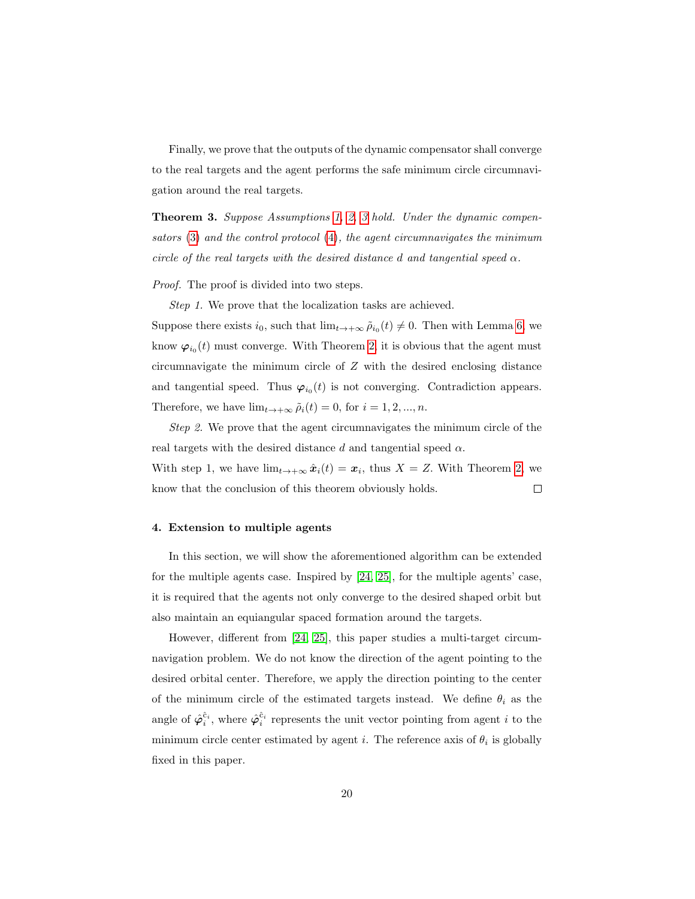Finally, we prove that the outputs of the dynamic compensator shall converge to the real targets and the agent performs the safe minimum circle circumnavigation around the real targets.

**Theorem 3.** *Suppose Assumptions 1, 2, 3 hold. Under the dynamic compensators (3) and the control protocol (4), the agent circumnavigates the minimum circle of the real targets with the desired distance $d$ and tangential speed $\alpha$.*

*Proof.* The proof is divided into two steps.

*Step 1.* We prove that the localization tasks are achieved.

Suppose there exists $i_0$, such that $\lim_{t\to+\infty} \tilde{\rho}_{i_0}(t) \neq 0$. Then with Lemma 6, we know $\boldsymbol{\varphi}_{i_0}(t)$ must converge. With Theorem 2, it is obvious that the agent must circumnavigate the minimum circle of $Z$ with the desired enclosing distance and tangential speed. Thus $\boldsymbol{\varphi}_{i_0}(t)$ is not converging. Contradiction appears. Therefore, we have $\lim_{t\to+\infty} \tilde{\rho}_i(t) = 0$, for $i = 1, 2, ..., n$.

*Step 2.* We prove that the agent circumnavigates the minimum circle of the real targets with the desired distance $d$ and tangential speed $\alpha$.

With step 1, we have $\lim_{t\to+\infty} \hat{\boldsymbol{x}}_i(t) = \boldsymbol{x}_i$, thus $X = Z$. With Theorem 2, we know that the conclusion of this theorem obviously holds. $\square$

### 4. Extension to multiple agents

In this section, we will show the aforementioned algorithm can be extended for the multiple agents case. Inspired by [24, 25], for the multiple agents' case, it is required that the agents not only converge to the desired shaped orbit but also maintain an equiangular spaced formation around the targets.

However, different from [24, 25], this paper studies a multi-target circumnavigation problem. We do not know the direction of the agent pointing to the desired orbital center. Therefore, we apply the direction pointing to the center of the minimum circle of the estimated targets instead. We define $\theta_i$ as the angle of $\hat{\boldsymbol{\varphi}}_i^{\hat{c}_i}$, where $\hat{\boldsymbol{\varphi}}_i^{\hat{c}_i}$ represents the unit vector pointing from agent $i$ to the minimum circle center estimated by agent $i$. The reference axis of $\theta_i$ is globally fixed in this paper.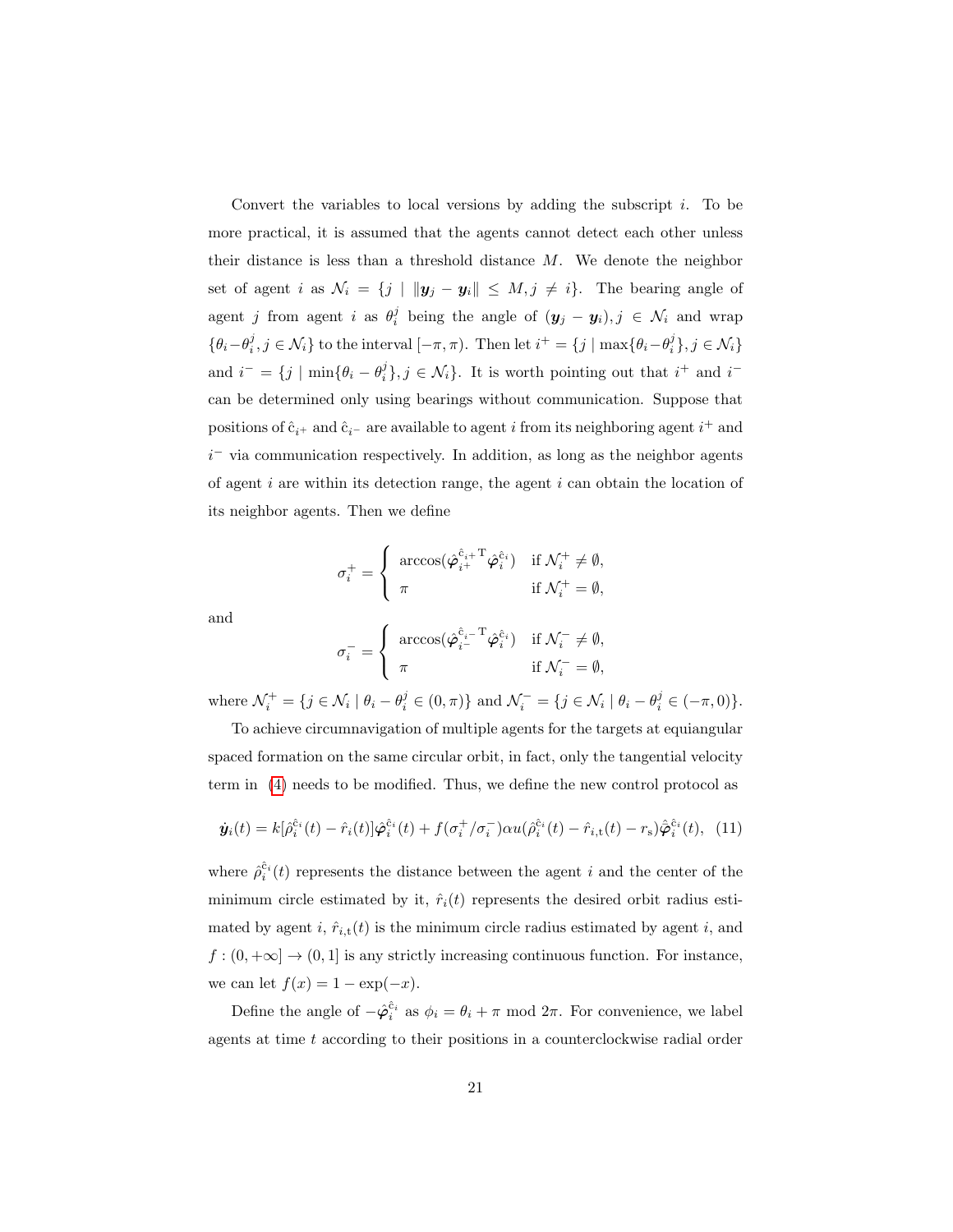Convert the variables to local versions by adding the subscript $i$. To be more practical, it is assumed that the agents cannot detect each other unless their distance is less than a threshold distance $M$. We denote the neighbor set of agent $i$ as $\mathcal{N}_i = \{j \mid \|\boldsymbol{y}_j - \boldsymbol{y}_i\| \leq M, j \neq i\}$. The bearing angle of agent $j$ from agent $i$ as $\theta_i^j$ being the angle of $(\boldsymbol{y}_j - \boldsymbol{y}_i), j \in \mathcal{N}_i$ and wrap $\{\theta_i - \theta_i^j, j \in \mathcal{N}_i\}$ to the interval $[-\pi, \pi)$. Then let $i^+ = \{j \mid \max\{\theta_i - \theta_i^j\}, j \in \mathcal{N}_i\}$ and $i^- = \{j \mid \min\{\theta_i - \theta_i^j\}, j \in \mathcal{N}_i\}$. It is worth pointing out that $i^+$ and $i^-$ can be determined only using bearings without communication. Suppose that positions of $\hat{\mathrm{c}}_{i^+}$ and $\hat{\mathrm{c}}_{i^-}$ are available to agent $i$ from its neighboring agent $i^+$ and $i^-$ via communication respectively. In addition, as long as the neighbor agents of agent $i$ are within its detection range, the agent $i$ can obtain the location of its neighbor agents. Then we define

$$
\sigma_i^+ = \begin{cases} \arccos(\hat{\boldsymbol{\varphi}}_{i^+}^{\hat{\mathrm{c}}_{i^+}\mathrm{T}} \hat{\boldsymbol{\varphi}}_i^{\hat{\mathrm{c}}_i}) & \text{if } \mathcal{N}_i^+ \neq \emptyset, \\ \pi & \text{if } \mathcal{N}_i^+ = \emptyset, \end{cases}
$$

and

$$
\sigma_i^- = \begin{cases} \arccos(\hat{\boldsymbol{\varphi}}_{i^-}^{\hat{\mathrm{c}}_{i^-}\mathrm{T}} \hat{\boldsymbol{\varphi}}_i^{\hat{\mathrm{c}}_i}) & \text{if } \mathcal{N}_i^- \neq \emptyset, \\ \pi & \text{if } \mathcal{N}_i^- = \emptyset, \end{cases}
$$

where $\mathcal{N}_i^+ = \{j \in \mathcal{N}_i \mid \theta_i - \theta_i^j \in (0, \pi)\}$ and $\mathcal{N}_i^- = \{j \in \mathcal{N}_i \mid \theta_i - \theta_i^j \in (-\pi, 0)\}$.

To achieve circumnavigation of multiple agents for the targets at equiangular spaced formation on the same circular orbit, in fact, only the tangential velocity term in (4) needs to be modified. Thus, we define the new control protocol as

$$
\dot{\boldsymbol{y}}_i(t) = k[\hat{\rho}_i^{\hat{\mathrm{c}}_i}(t) - \hat{r}_i(t)]\hat{\boldsymbol{\varphi}}_i^{\hat{\mathrm{c}}_i}(t) + f(\sigma_i^+/\sigma_i^-)\alpha u(\hat{\rho}_i^{\hat{\mathrm{c}}_i}(t) - \hat{r}_{i,\mathrm{t}}(t) - r_\mathrm{s})\hat{\bar{\boldsymbol{\varphi}}}_i^{\hat{\mathrm{c}}_i}(t), \quad (11)
$$

where $\hat{\rho}_i^{\hat{\mathrm{c}}_i}(t)$ represents the distance between the agent $i$ and the center of the minimum circle estimated by it, $\hat{r}_i(t)$ represents the desired orbit radius estimated by agent $i$, $\hat{r}_{i,\mathrm{t}}(t)$ is the minimum circle radius estimated by agent $i$, and $f : (0, +\infty] \to (0, 1]$ is any strictly increasing continuous function. For instance, we can let $f(x) = 1 - \exp(-x)$.

Define the angle of $-\hat{\boldsymbol{\varphi}}_i^{\hat{\mathrm{c}}_i}$ as $\phi_i = \theta_i + \pi \bmod 2\pi$. For convenience, we label agents at time $t$ according to their positions in a counterclockwise radial order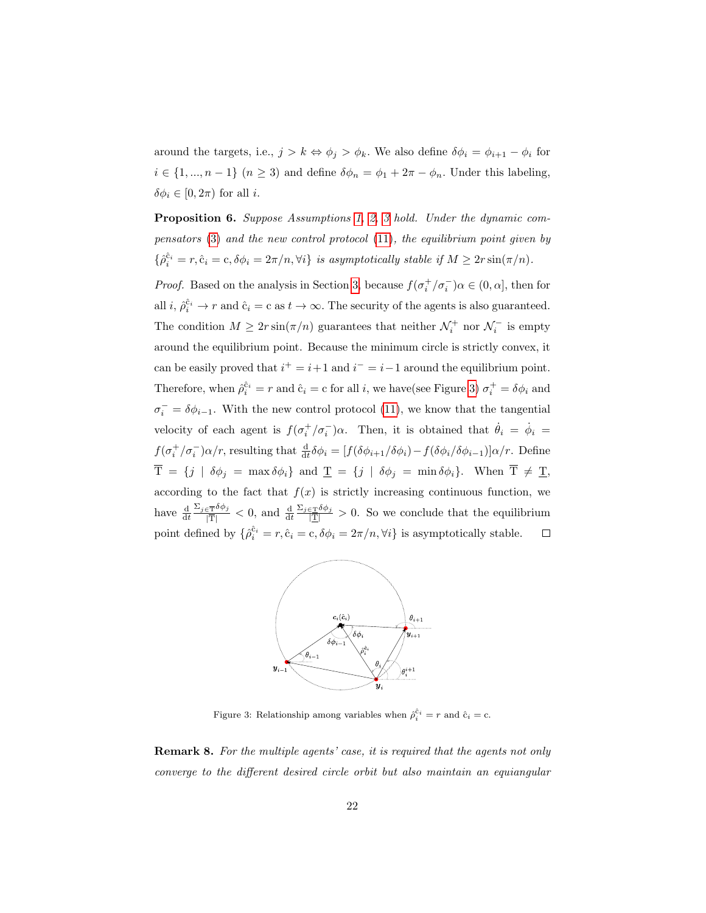around the targets, i.e., $j > k \Leftrightarrow \phi_j > \phi_k$. We also define $\delta\phi_i = \phi_{i+1} - \phi_i$ for $i \in \{1, ..., n-1\}$ $(n \geq 3)$ and define $\delta\phi_n = \phi_1 + 2\pi - \phi_n$. Under this labeling, $\delta\phi_i \in [0, 2\pi)$ for all $i$.

**Proposition 6.** *Suppose Assumptions 1, 2, 3 hold. Under the dynamic compensators (3) and the new control protocol (11), the equilibrium point given by $\{\hat{\rho}_i^{\hat{c}_i} = r, \hat{c}_i = \mathrm{c}, \delta\phi_i = 2\pi/n, \forall i\}$ is asymptotically stable if $M \geq 2r\sin(\pi/n)$.*

*Proof.* Based on the analysis in Section 3, because $f(\sigma_i^+/\sigma_i^-)\alpha \in (0, \alpha]$, then for all $i$, $\hat{\rho}_i^{\hat{c}_i} \to r$ and $\hat{c}_i = \mathrm{c}$ as $t \to \infty$. The security of the agents is also guaranteed. The condition $M \geq 2r\sin(\pi/n)$ guarantees that neither $\mathcal{N}_i^+$ nor $\mathcal{N}_i^-$ is empty around the equilibrium point. Because the minimum circle is strictly convex, it can be easily proved that $i^+ = i+1$ and $i^- = i-1$ around the equilibrium point. Therefore, when $\hat{\rho}_i^{\hat{c}_i} = r$ and $\hat{c}_i = \mathrm{c}$ for all $i$, we have(see Figure 3) $\sigma_i^+ = \delta\phi_i$ and $\sigma_i^- = \delta\phi_{i-1}$. With the new control protocol (11), we know that the tangential velocity of each agent is $f(\sigma_i^+/\sigma_i^-)\alpha$. Then, it is obtained that $\dot{\theta}_i = \dot{\phi}_i = f(\sigma_i^+/\sigma_i^-)\alpha/r$, resulting that $\frac{\mathrm{d}}{\mathrm{d}t}\delta\phi_i = [f(\delta\phi_{i+1}/\delta\phi_i) - f(\delta\phi_i/\delta\phi_{i-1})]\alpha/r$. Define $\overline{\mathrm{T}} = \{j \mid \delta\phi_j = \max\delta\phi_i\}$ and $\underline{\mathrm{T}} = \{j \mid \delta\phi_j = \min\delta\phi_i\}$. When $\overline{\mathrm{T}} \neq \underline{\mathrm{T}}$, according to the fact that $f(x)$ is strictly increasing continuous function, we have $\frac{\mathrm{d}}{\mathrm{d}t}\frac{\Sigma_{j\in\overline{\mathrm{T}}}\delta\phi_j}{|\overline{\mathrm{T}}|} < 0$, and $\frac{\mathrm{d}}{\mathrm{d}t}\frac{\Sigma_{j\in\underline{\mathrm{T}}}\delta\phi_j}{|\underline{\mathrm{T}}|} > 0$. So we conclude that the equilibrium point defined by $\{\hat{\rho}_i^{\hat{c}_i} = r, \hat{c}_i = \mathrm{c}, \delta\phi_i = 2\pi/n, \forall i\}$ is asymptotically stable. $\square$

Figure 3: Relationship among variables when $\hat{\rho}_i^{\hat{c}_i} = r$ and $\hat{c}_i = \mathrm{c}$.

**Remark 8.** *For the multiple agents' case, it is required that the agents not only converge to the different desired circle orbit but also maintain an equiangular*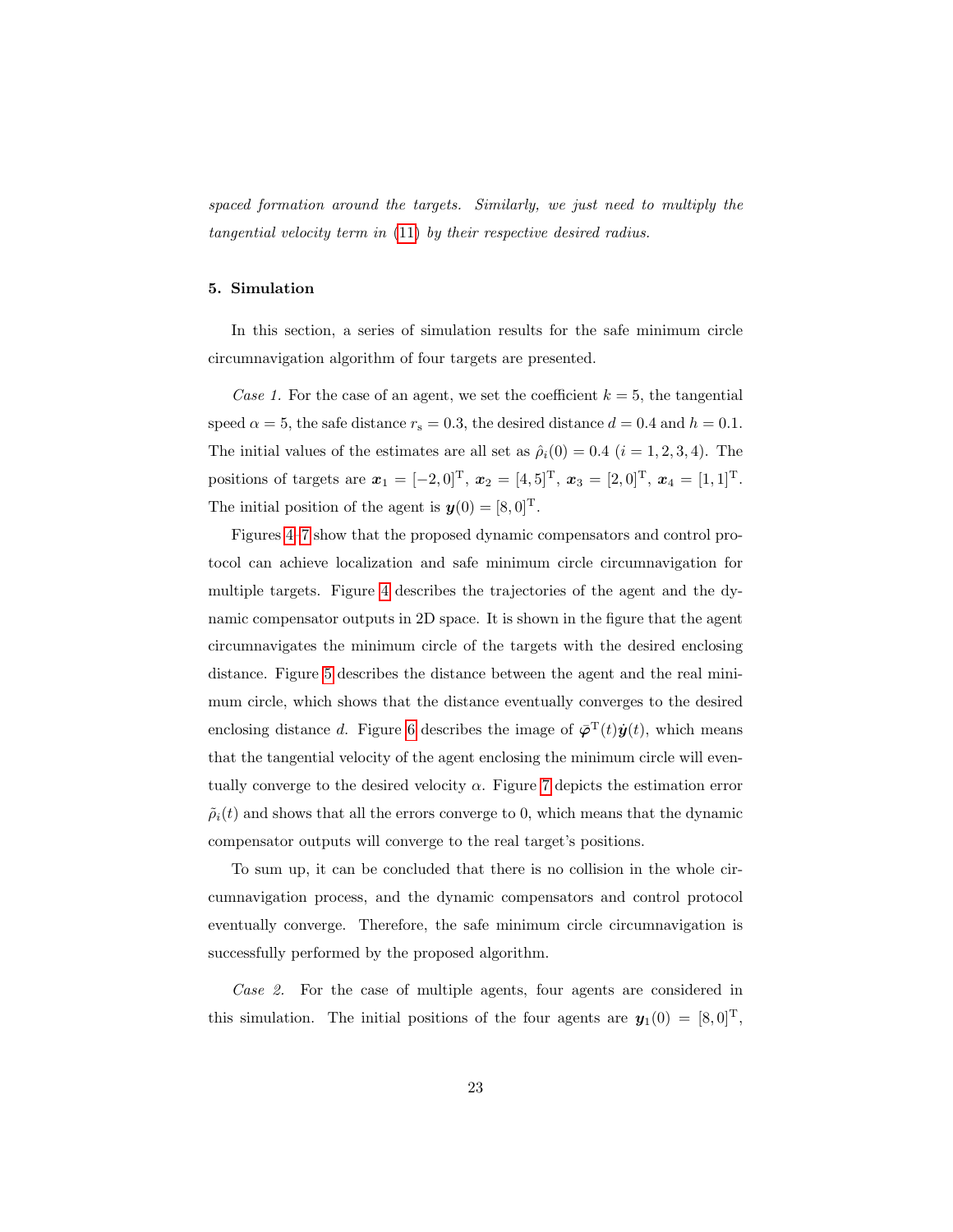*spaced formation around the targets. Similarly, we just need to multiply the tangential velocity term in (11) by their respective desired radius.*

## 5. Simulation

In this section, a series of simulation results for the safe minimum circle circumnavigation algorithm of four targets are presented.

*Case 1.* For the case of an agent, we set the coefficient $k = 5$, the tangential speed $\alpha = 5$, the safe distance $r_{\mathrm{s}} = 0.3$, the desired distance $d = 0.4$ and $h = 0.1$. The initial values of the estimates are all set as $\hat{\rho}_i(0) = 0.4$ $(i = 1, 2, 3, 4)$. The positions of targets are $\boldsymbol{x}_1 = [-2, 0]^{\mathrm{T}}$, $\boldsymbol{x}_2 = [4, 5]^{\mathrm{T}}$, $\boldsymbol{x}_3 = [2, 0]^{\mathrm{T}}$, $\boldsymbol{x}_4 = [1, 1]^{\mathrm{T}}$. The initial position of the agent is $\boldsymbol{y}(0) = [8, 0]^{\mathrm{T}}$.

Figures 4–7 show that the proposed dynamic compensators and control protocol can achieve localization and safe minimum circle circumnavigation for multiple targets. Figure 4 describes the trajectories of the agent and the dynamic compensator outputs in 2D space. It is shown in the figure that the agent circumnavigates the minimum circle of the targets with the desired enclosing distance. Figure 5 describes the distance between the agent and the real minimum circle, which shows that the distance eventually converges to the desired enclosing distance $d$. Figure 6 describes the image of $\bar{\boldsymbol{\varphi}}^{\mathrm{T}}(t)\dot{\boldsymbol{y}}(t)$, which means that the tangential velocity of the agent enclosing the minimum circle will eventually converge to the desired velocity $\alpha$. Figure 7 depicts the estimation error $\tilde{\rho}_i(t)$ and shows that all the errors converge to 0, which means that the dynamic compensator outputs will converge to the real target's positions.

To sum up, it can be concluded that there is no collision in the whole circumnavigation process, and the dynamic compensators and control protocol eventually converge. Therefore, the safe minimum circle circumnavigation is successfully performed by the proposed algorithm.

*Case 2.* For the case of multiple agents, four agents are considered in this simulation. The initial positions of the four agents are $\boldsymbol{y}_1(0) = [8, 0]^{\mathrm{T}}$,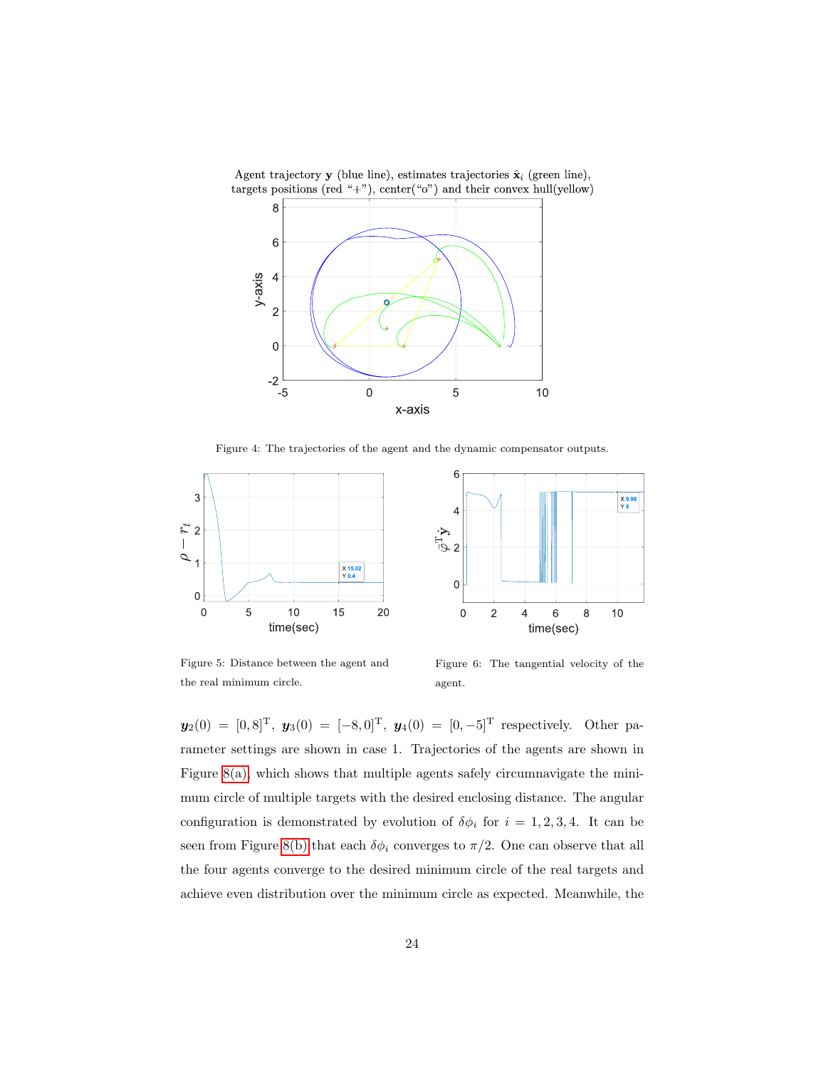Figure 4: The trajectories of the agent and the dynamic compensator outputs.

Figure 5: Distance between the agent and the real minimum circle.

Figure 6: The tangential velocity of the agent.

$\boldsymbol{y}_2(0) = [0, 8]^{\mathrm{T}}$, $\boldsymbol{y}_3(0) = [-8, 0]^{\mathrm{T}}$, $\boldsymbol{y}_4(0) = [0, -5]^{\mathrm{T}}$ respectively. Other parameter settings are shown in case 1. Trajectories of the agents are shown in Figure 8(a), which shows that multiple agents safely circumnavigate the minimum circle of multiple targets with the desired enclosing distance. The angular configuration is demonstrated by evolution of $\delta\phi_i$ for $i = 1, 2, 3, 4$. It can be seen from Figure 8(b) that each $\delta\phi_i$ converges to $\pi/2$. One can observe that all the four agents converge to the desired minimum circle of the real targets and achieve even distribution over the minimum circle as expected. Meanwhile, the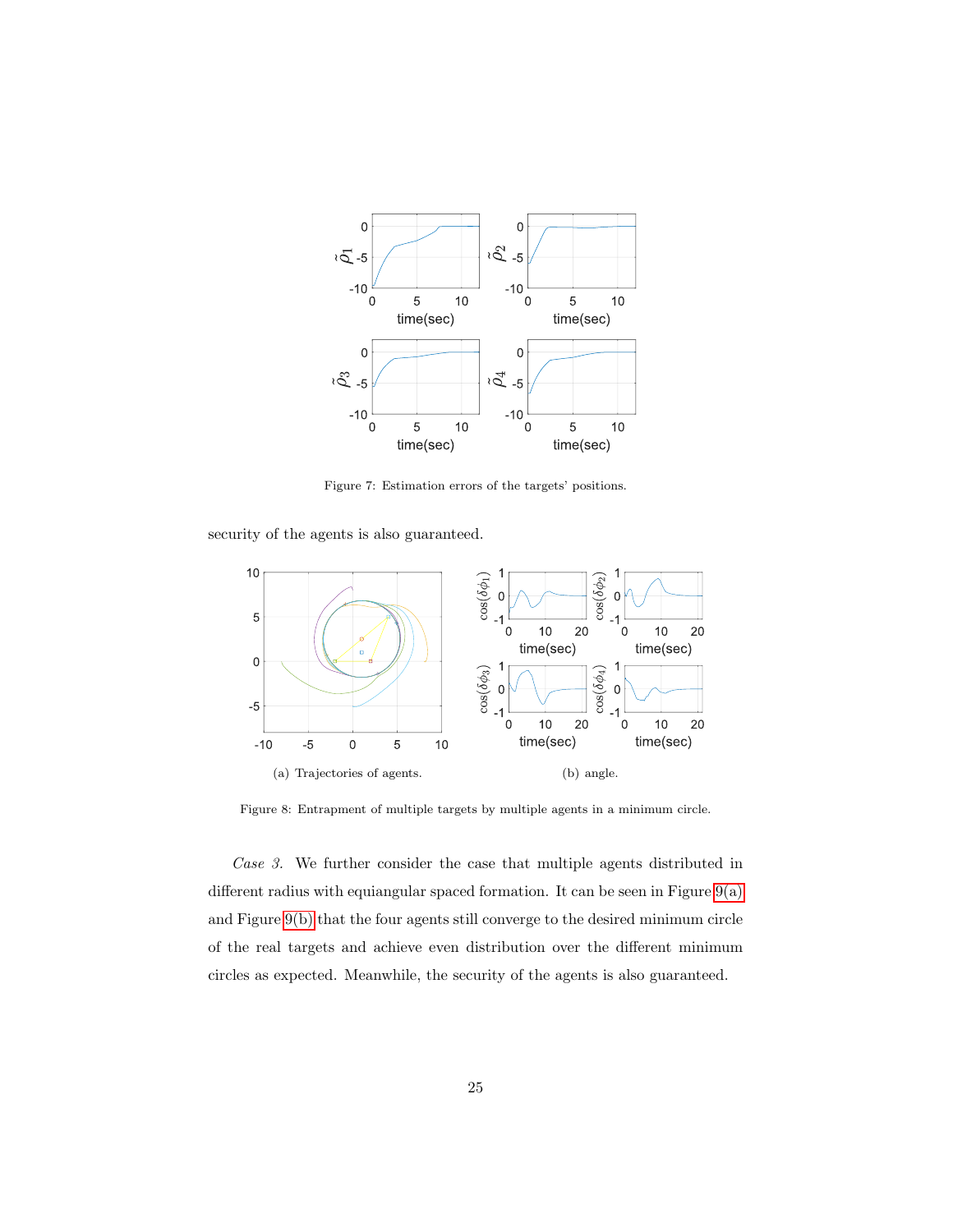Figure 7: Estimation errors of the targets' positions.

security of the agents is also guaranteed.

(a) Trajectories of agents.

(b) angle.

Figure 8: Entrapment of multiple targets by multiple agents in a minimum circle.

*Case 3.* We further consider the case that multiple agents distributed in different radius with equiangular spaced formation. It can be seen in Figure 9(a) and Figure 9(b) that the four agents still converge to the desired minimum circle of the real targets and achieve even distribution over the different minimum circles as expected. Meanwhile, the security of the agents is also guaranteed.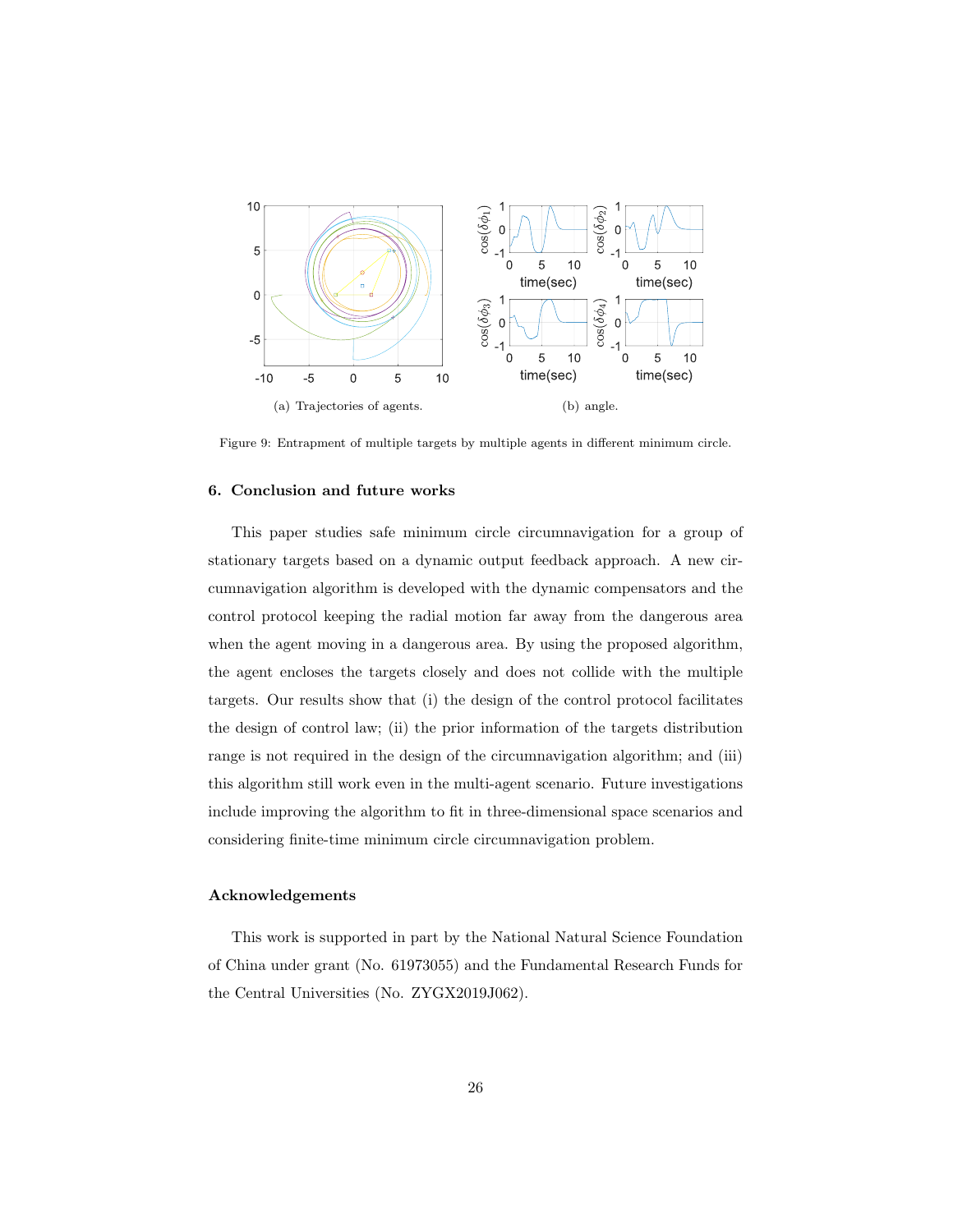(a) Trajectories of agents.

(b) angle.

Figure 9: Entrapment of multiple targets by multiple agents in different minimum circle.

## 6. Conclusion and future works

This paper studies safe minimum circle circumnavigation for a group of stationary targets based on a dynamic output feedback approach. A new circumnavigation algorithm is developed with the dynamic compensators and the control protocol keeping the radial motion far away from the dangerous area when the agent moving in a dangerous area. By using the proposed algorithm, the agent encloses the targets closely and does not collide with the multiple targets. Our results show that (i) the design of the control protocol facilitates the design of control law; (ii) the prior information of the targets distribution range is not required in the design of the circumnavigation algorithm; and (iii) this algorithm still work even in the multi-agent scenario. Future investigations include improving the algorithm to fit in three-dimensional space scenarios and considering finite-time minimum circle circumnavigation problem.

## Acknowledgements

This work is supported in part by the National Natural Science Foundation of China under grant (No. 61973055) and the Fundamental Research Funds for the Central Universities (No. ZYGX2019J062).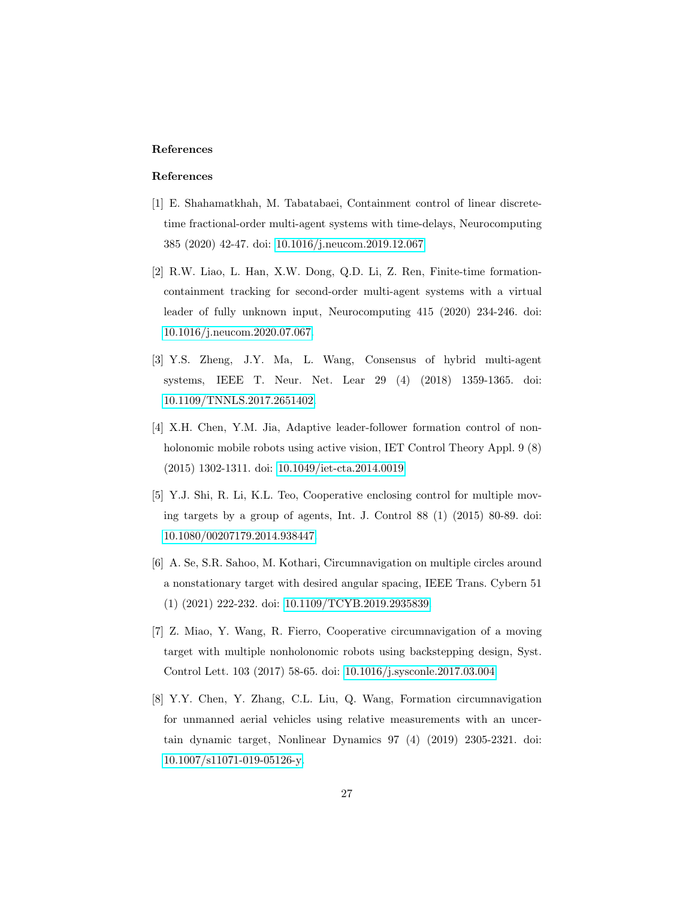## References

## References

[1] E. Shahamatkhah, M. Tabatabaei, Containment control of linear discrete-time fractional-order multi-agent systems with time-delays, Neurocomputing 385 (2020) 42-47. doi: 10.1016/j.neucom.2019.12.067

[2] R.W. Liao, L. Han, X.W. Dong, Q.D. Li, Z. Ren, Finite-time formation-containment tracking for second-order multi-agent systems with a virtual leader of fully unknown input, Neurocomputing 415 (2020) 234-246. doi: 10.1016/j.neucom.2020.07.067.

[3] Y.S. Zheng, J.Y. Ma, L. Wang, Consensus of hybrid multi-agent systems, IEEE T. Neur. Net. Lear 29 (4) (2018) 1359-1365. doi: 10.1109/TNNLS.2017.2651402

[4] X.H. Chen, Y.M. Jia, Adaptive leader-follower formation control of non-holonomic mobile robots using active vision, IET Control Theory Appl. 9 (8) (2015) 1302-1311. doi: 10.1049/iet-cta.2014.0019

[5] Y.J. Shi, R. Li, K.L. Teo, Cooperative enclosing control for multiple moving targets by a group of agents, Int. J. Control 88 (1) (2015) 80-89. doi: 10.1080/00207179.2014.938447

[6] A. Se, S.R. Sahoo, M. Kothari, Circumnavigation on multiple circles around a nonstationary target with desired angular spacing, IEEE Trans. Cybern 51 (1) (2021) 222-232. doi: 10.1109/TCYB.2019.2935839

[7] Z. Miao, Y. Wang, R. Fierro, Cooperative circumnavigation of a moving target with multiple nonholonomic robots using backstepping design, Syst. Control Lett. 103 (2017) 58-65. doi: 10.1016/j.sysconle.2017.03.004

[8] Y.Y. Chen, Y. Zhang, C.L. Liu, Q. Wang, Formation circumnavigation for unmanned aerial vehicles using relative measurements with an uncertain dynamic target, Nonlinear Dynamics 97 (4) (2019) 2305-2321. doi: 10.1007/s11071-019-05126-y.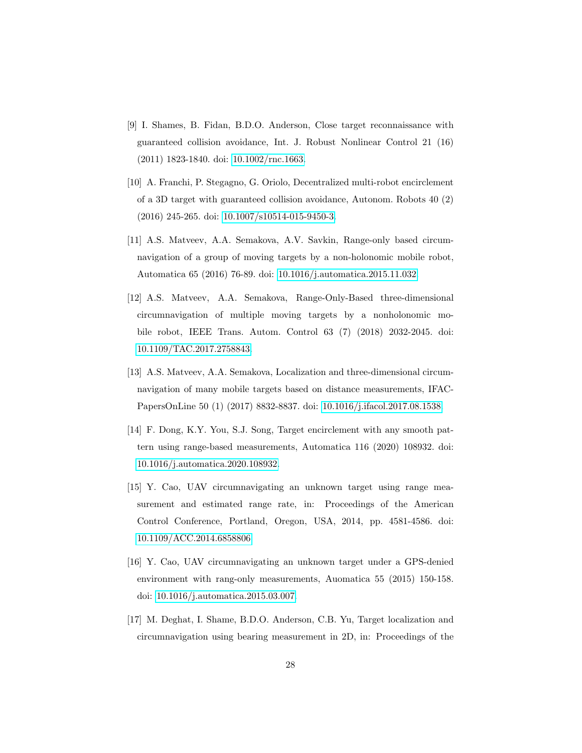[9] I. Shames, B. Fidan, B.D.O. Anderson, Close target reconnaissance with guaranteed collision avoidance, Int. J. Robust Nonlinear Control 21 (16) (2011) 1823-1840. doi: 10.1002/rnc.1663.

[10] A. Franchi, P. Stegagno, G. Oriolo, Decentralized multi-robot encirclement of a 3D target with guaranteed collision avoidance, Autonom. Robots 40 (2) (2016) 245-265. doi: 10.1007/s10514-015-9450-3.

[11] A.S. Matveev, A.A. Semakova, A.V. Savkin, Range-only based circumnavigation of a group of moving targets by a non-holonomic mobile robot, Automatica 65 (2016) 76-89. doi: 10.1016/j.automatica.2015.11.032.

[12] A.S. Matveev, A.A. Semakova, Range-Only-Based three-dimensional circumnavigation of multiple moving targets by a nonholonomic mobile robot, IEEE Trans. Autom. Control 63 (7) (2018) 2032-2045. doi: 10.1109/TAC.2017.2758843.

[13] A.S. Matveev, A.A. Semakova, Localization and three-dimensional circumnavigation of many mobile targets based on distance measurements, IFAC-PapersOnLine 50 (1) (2017) 8832-8837. doi: 10.1016/j.ifacol.2017.08.1538.

[14] F. Dong, K.Y. You, S.J. Song, Target encirclement with any smooth pattern using range-based measurements, Automatica 116 (2020) 108932. doi: 10.1016/j.automatica.2020.108932.

[15] Y. Cao, UAV circumnavigating an unknown target using range measurement and estimated range rate, in: Proceedings of the American Control Conference, Portland, Oregon, USA, 2014, pp. 4581-4586. doi: 10.1109/ACC.2014.6858806.

[16] Y. Cao, UAV circumnavigating an unknown target under a GPS-denied environment with rang-only measurements, Auomatica 55 (2015) 150-158. doi: 10.1016/j.automatica.2015.03.007.

[17] M. Deghat, I. Shame, B.D.O. Anderson, C.B. Yu, Target localization and circumnavigation using bearing measurement in 2D, in: Proceedings of the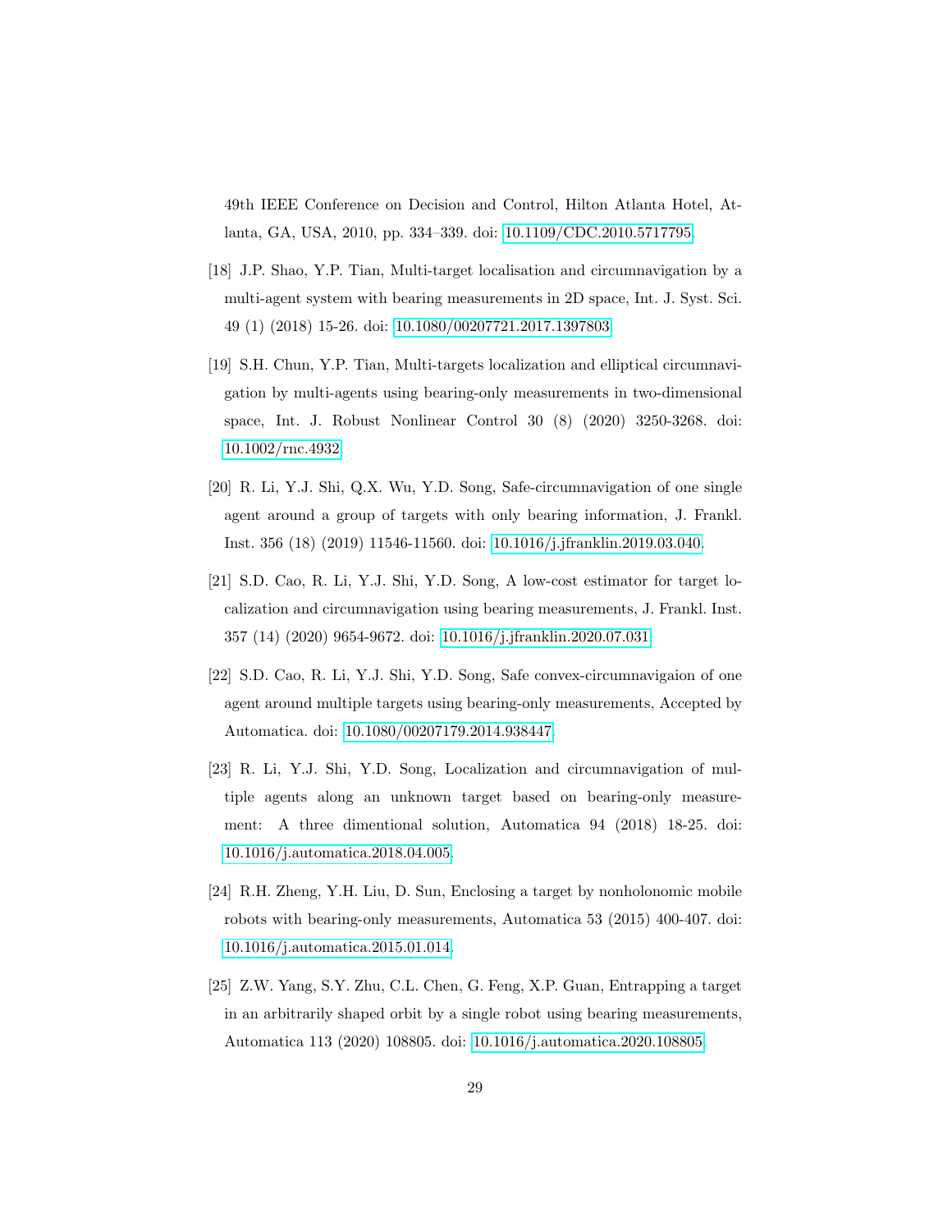49th IEEE Conference on Decision and Control, Hilton Atlanta Hotel, Atlanta, GA, USA, 2010, pp. 334–339. doi: 10.1109/CDC.2010.5717795.

[18] J.P. Shao, Y.P. Tian, Multi-target localisation and circumnavigation by a multi-agent system with bearing measurements in 2D space, Int. J. Syst. Sci. 49 (1) (2018) 15-26. doi: 10.1080/00207721.2017.1397803.

[19] S.H. Chun, Y.P. Tian, Multi-targets localization and elliptical circumnavigation by multi-agents using bearing-only measurements in two-dimensional space, Int. J. Robust Nonlinear Control 30 (8) (2020) 3250-3268. doi: 10.1002/rnc.4932.

[20] R. Li, Y.J. Shi, Q.X. Wu, Y.D. Song, Safe-circumnavigation of one single agent around a group of targets with only bearing information, J. Frankl. Inst. 356 (18) (2019) 11546-11560. doi: 10.1016/j.jfranklin.2019.03.040.

[21] S.D. Cao, R. Li, Y.J. Shi, Y.D. Song, A low-cost estimator for target localization and circumnavigation using bearing measurements, J. Frankl. Inst. 357 (14) (2020) 9654-9672. doi: 10.1016/j.jfranklin.2020.07.031.

[22] S.D. Cao, R. Li, Y.J. Shi, Y.D. Song, Safe convex-circumnavigaion of one agent around multiple targets using bearing-only measurements, Accepted by Automatica. doi: 10.1080/00207179.2014.938447.

[23] R. Li, Y.J. Shi, Y.D. Song, Localization and circumnavigation of multiple agents along an unknown target based on bearing-only measurement: A three dimentional solution, Automatica 94 (2018) 18-25. doi: 10.1016/j.automatica.2018.04.005.

[24] R.H. Zheng, Y.H. Liu, D. Sun, Enclosing a target by nonholonomic mobile robots with bearing-only measurements, Automatica 53 (2015) 400-407. doi: 10.1016/j.automatica.2015.01.014.

[25] Z.W. Yang, S.Y. Zhu, C.L. Chen, G. Feng, X.P. Guan, Entrapping a target in an arbitrarily shaped orbit by a single robot using bearing measurements, Automatica 113 (2020) 108805. doi: 10.1016/j.automatica.2020.108805.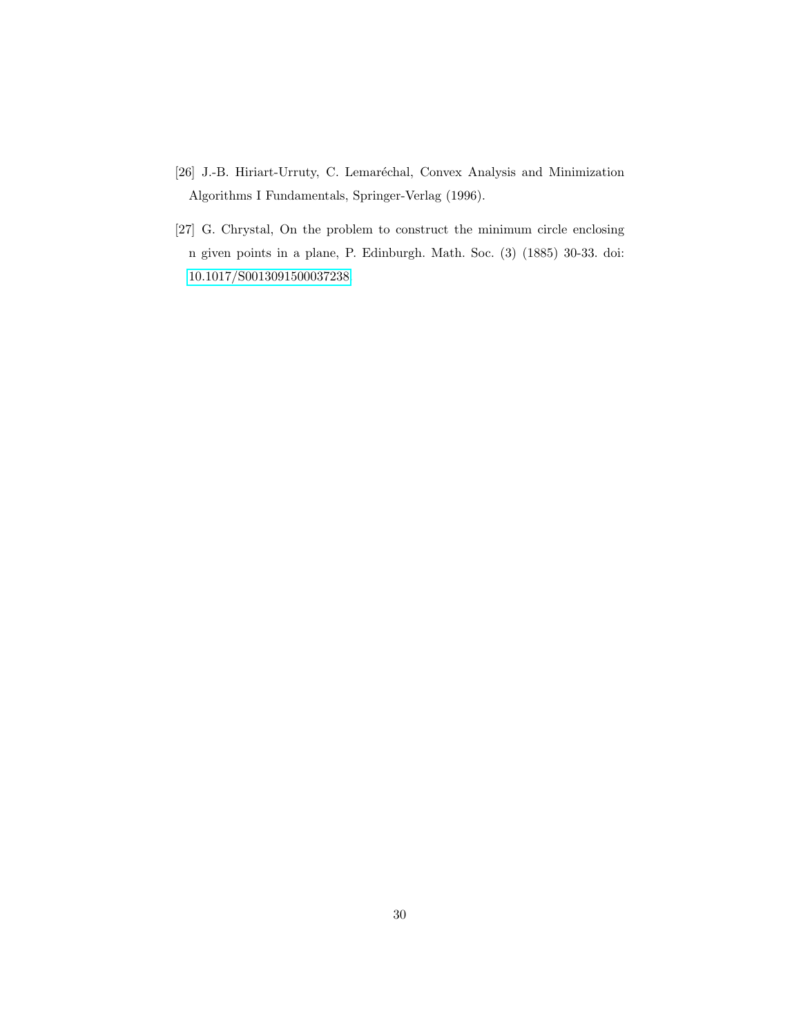[26] J.-B. Hiriart-Urruty, C. Lemaréchal, Convex Analysis and Minimization Algorithms I Fundamentals, Springer-Verlag (1996).

[27] G. Chrystal, On the problem to construct the minimum circle enclosing n given points in a plane, P. Edinburgh. Math. Soc. (3) (1885) 30-33. doi: 10.1017/S0013091500037238